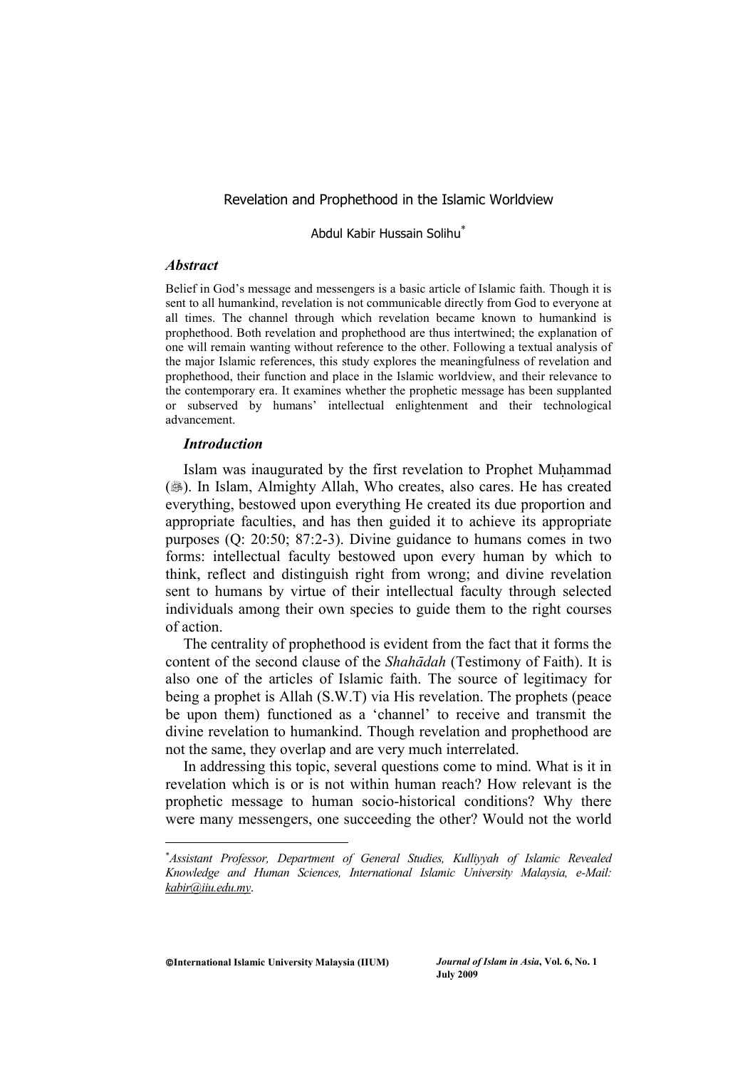# Revelation and Prophethood in the Islamic Worldview

Abdul Kabir Hussain Solihu[*]

### *Abstract*

Belief in God's message and messengers is a basic article of Islamic faith. Though it is sent to all humankind, revelation is not communicable directly from God to everyone at all times. The channel through which revelation became known to humankind is prophethood. Both revelation and prophethood are thus intertwined; the explanation of one will remain wanting without reference to the other. Following a textual analysis of the major Islamic references, this study explores the meaningfulness of revelation and prophethood, their function and place in the Islamic worldview, and their relevance to the contemporary era. It examines whether the prophetic message has been supplanted or subserved by humans' intellectual enlightenment and their technological advancement.

### *Introduction*

Islam was inaugurated by the first revelation to Prophet Muḥammad (ﷺ). In Islam, Almighty Allah, Who creates, also cares. He has created everything, bestowed upon everything He created its due proportion and appropriate faculties, and has then guided it to achieve its appropriate purposes (Q: 20:50; 87:2-3). Divine guidance to humans comes in two forms: intellectual faculty bestowed upon every human by which to think, reflect and distinguish right from wrong; and divine revelation sent to humans by virtue of their intellectual faculty through selected individuals among their own species to guide them to the right courses of action.

The centrality of prophethood is evident from the fact that it forms the content of the second clause of the *Shahādah* (Testimony of Faith). It is also one of the articles of Islamic faith. The source of legitimacy for being a prophet is Allah (S.W.T) via His revelation. The prophets (peace be upon them) functioned as a 'channel' to receive and transmit the divine revelation to humankind. Though revelation and prophethood are not the same, they overlap and are very much interrelated.

In addressing this topic, several questions come to mind. What is it in revelation which is or is not within human reach? How relevant is the prophetic message to human socio-historical conditions? Why there were many messengers, one succeeding the other? Would not the world

---

[*] *Assistant Professor, Department of General Studies, Kulliyyah of Islamic Revealed Knowledge and Human Sciences, International Islamic University Malaysia, e-Mail: kabir@iiu.edu.my.*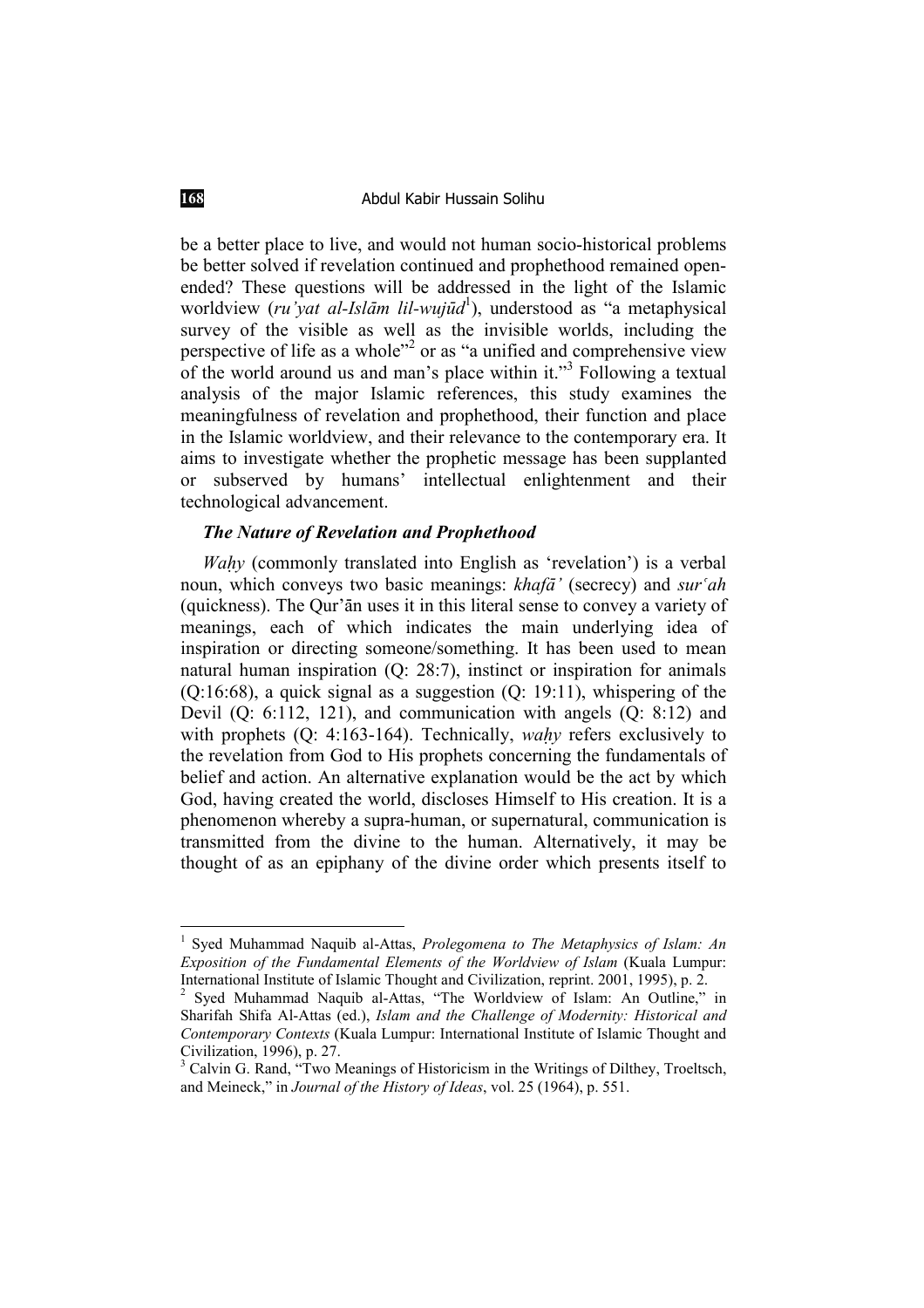be a better place to live, and would not human socio-historical problems be better solved if revelation continued and prophethood remained open-ended? These questions will be addressed in the light of the Islamic worldview (*ru'yat al-Islām lil-wujūd*[1]), understood as "a metaphysical survey of the visible as well as the invisible worlds, including the perspective of life as a whole"[2] or as "a unified and comprehensive view of the world around us and man's place within it."[3] Following a textual analysis of the major Islamic references, this study examines the meaningfulness of revelation and prophethood, their function and place in the Islamic worldview, and their relevance to the contemporary era. It aims to investigate whether the prophetic message has been supplanted or subserved by humans' intellectual enlightenment and their technological advancement.

### *The Nature of Revelation and Prophethood*

*Waḥy* (commonly translated into English as 'revelation') is a verbal noun, which conveys two basic meanings: *khafā'* (secrecy) and *surʿah* (quickness). The Qur'ān uses it in this literal sense to convey a variety of meanings, each of which indicates the main underlying idea of inspiration or directing someone/something. It has been used to mean natural human inspiration (Q: 28:7), instinct or inspiration for animals (Q:16:68), a quick signal as a suggestion (Q: 19:11), whispering of the Devil (Q: 6:112, 121), and communication with angels (Q: 8:12) and with prophets (Q: 4:163-164). Technically, *waḥy* refers exclusively to the revelation from God to His prophets concerning the fundamentals of belief and action. An alternative explanation would be the act by which God, having created the world, discloses Himself to His creation. It is a phenomenon whereby a supra-human, or supernatural, communication is transmitted from the divine to the human. Alternatively, it may be thought of as an epiphany of the divine order which presents itself to

---

[1] Syed Muhammad Naquib al-Attas, *Prolegomena to The Metaphysics of Islam: An Exposition of the Fundamental Elements of the Worldview of Islam* (Kuala Lumpur: International Institute of Islamic Thought and Civilization, reprint. 2001, 1995), p. 2.

[2] Syed Muhammad Naquib al-Attas, "The Worldview of Islam: An Outline," in Sharifah Shifa Al-Attas (ed.), *Islam and the Challenge of Modernity: Historical and Contemporary Contexts* (Kuala Lumpur: International Institute of Islamic Thought and Civilization, 1996), p. 27.

[3] Calvin G. Rand, "Two Meanings of Historicism in the Writings of Dilthey, Troeltsch, and Meineck," in *Journal of the History of Ideas*, vol. 25 (1964), p. 551.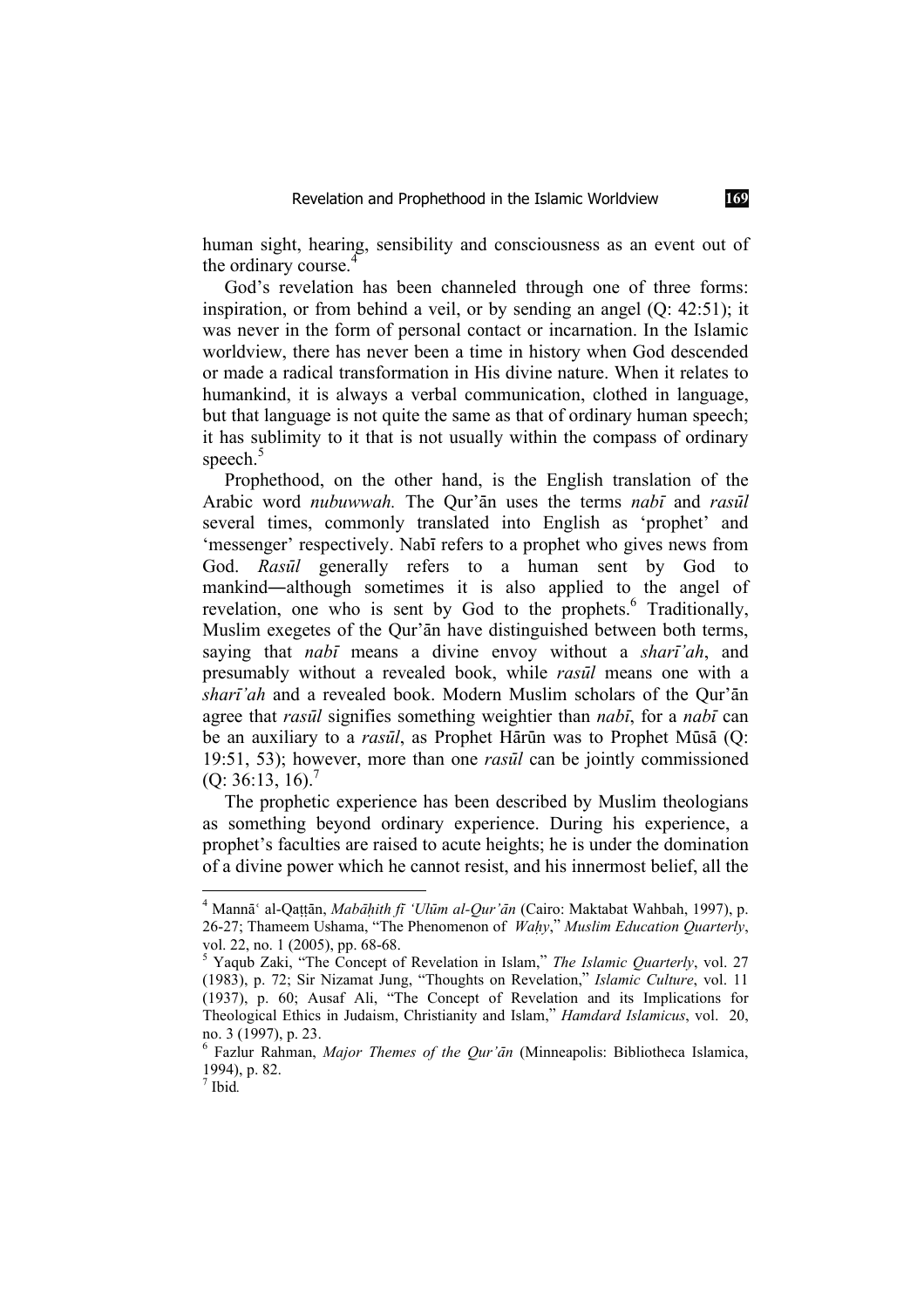human sight, hearing, sensibility and consciousness as an event out of the ordinary course.[4]

God's revelation has been channeled through one of three forms: inspiration, or from behind a veil, or by sending an angel (Q: 42:51); it was never in the form of personal contact or incarnation. In the Islamic worldview, there has never been a time in history when God descended or made a radical transformation in His divine nature. When it relates to humankind, it is always a verbal communication, clothed in language, but that language is not quite the same as that of ordinary human speech; it has sublimity to it that is not usually within the compass of ordinary speech.[5]

Prophethood, on the other hand, is the English translation of the Arabic word *nubuwwah.* The Qur'ān uses the terms *nabī* and *rasūl* several times, commonly translated into English as 'prophet' and 'messenger' respectively. Nabī refers to a prophet who gives news from God. *Rasūl* generally refers to a human sent by God to mankind―although sometimes it is also applied to the angel of revelation, one who is sent by God to the prophets.[6] Traditionally, Muslim exegetes of the Qur'ān have distinguished between both terms, saying that *nabī* means a divine envoy without a *sharī'ah*, and presumably without a revealed book, while *rasūl* means one with a *sharī'ah* and a revealed book. Modern Muslim scholars of the Qur'ān agree that *rasūl* signifies something weightier than *nabī*, for a *nabī* can be an auxiliary to a *rasūl*, as Prophet Hārūn was to Prophet Mūsā (Q: 19:51, 53); however, more than one *rasūl* can be jointly commissioned (Q: 36:13, 16).[7]

The prophetic experience has been described by Muslim theologians as something beyond ordinary experience. During his experience, a prophet's faculties are raised to acute heights; he is under the domination of a divine power which he cannot resist, and his innermost belief, all the

---

[4] Mannā' al-Qaṭṭān, *Mabāḥith fī 'Ulūm al-Qur'ān* (Cairo: Maktabat Wahbah, 1997), p. 26-27; Thameem Ushama, "The Phenomenon of *Waḥy*," *Muslim Education Quarterly*, vol. 22, no. 1 (2005), pp. 68-68.

[5] Yaqub Zaki, "The Concept of Revelation in Islam," *The Islamic Quarterly*, vol. 27 (1983), p. 72; Sir Nizamat Jung, "Thoughts on Revelation," *Islamic Culture*, vol. 11 (1937), p. 60; Ausaf Ali, "The Concept of Revelation and its Implications for Theological Ethics in Judaism, Christianity and Islam," *Hamdard Islamicus*, vol. 20, no. 3 (1997), p. 23.

[6] Fazlur Rahman, *Major Themes of the Qur'ān* (Minneapolis: Bibliotheca Islamica, 1994), p. 82.

[7] Ibid*.*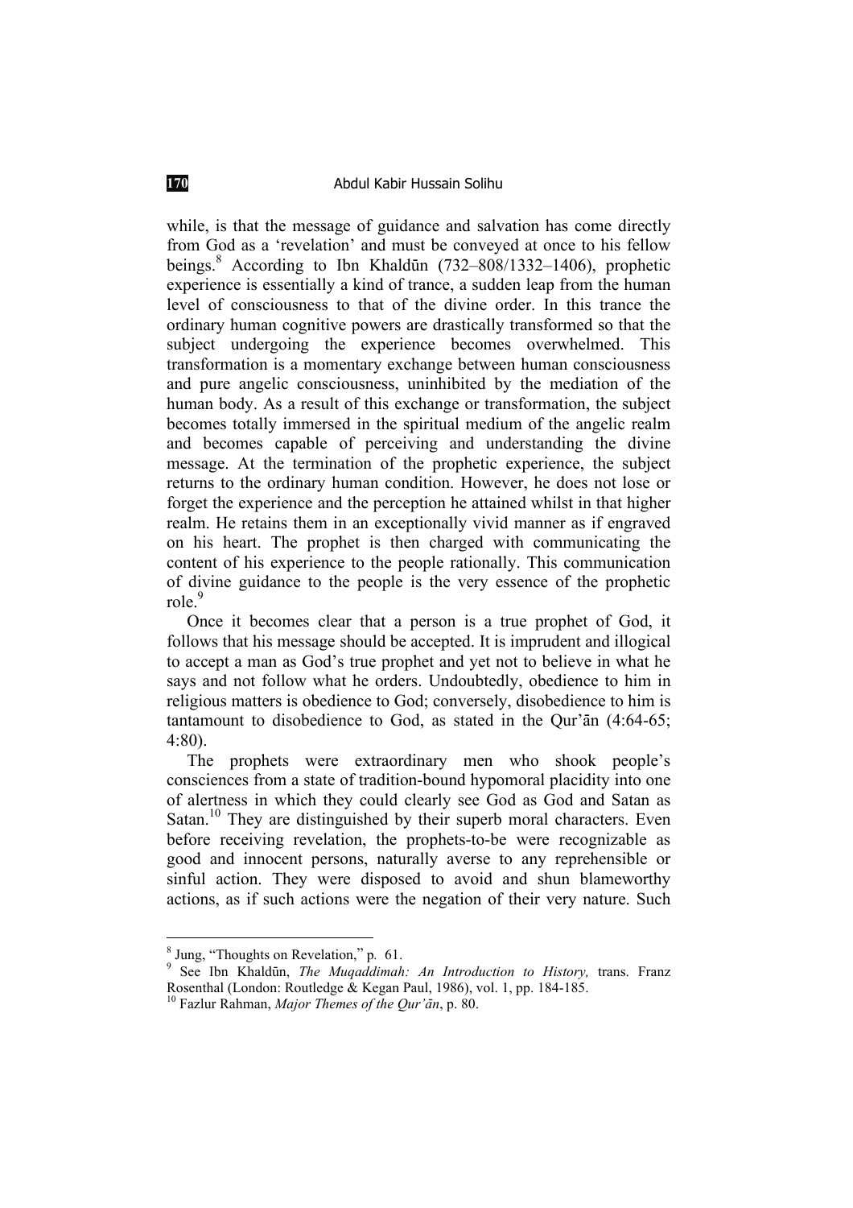while, is that the message of guidance and salvation has come directly from God as a 'revelation' and must be conveyed at once to his fellow beings.[8] According to Ibn Khaldūn (732–808/1332–1406), prophetic experience is essentially a kind of trance, a sudden leap from the human level of consciousness to that of the divine order. In this trance the ordinary human cognitive powers are drastically transformed so that the subject undergoing the experience becomes overwhelmed. This transformation is a momentary exchange between human consciousness and pure angelic consciousness, uninhibited by the mediation of the human body. As a result of this exchange or transformation, the subject becomes totally immersed in the spiritual medium of the angelic realm and becomes capable of perceiving and understanding the divine message. At the termination of the prophetic experience, the subject returns to the ordinary human condition. However, he does not lose or forget the experience and the perception he attained whilst in that higher realm. He retains them in an exceptionally vivid manner as if engraved on his heart. The prophet is then charged with communicating the content of his experience to the people rationally. This communication of divine guidance to the people is the very essence of the prophetic role.[9]

Once it becomes clear that a person is a true prophet of God, it follows that his message should be accepted. It is imprudent and illogical to accept a man as God's true prophet and yet not to believe in what he says and not follow what he orders. Undoubtedly, obedience to him in religious matters is obedience to God; conversely, disobedience to him is tantamount to disobedience to God, as stated in the Qur'ān (4:64-65; 4:80).

The prophets were extraordinary men who shook people's consciences from a state of tradition-bound hypomoral placidity into one of alertness in which they could clearly see God as God and Satan as Satan.[10] They are distinguished by their superb moral characters. Even before receiving revelation, the prophets-to-be were recognizable as good and innocent persons, naturally averse to any reprehensible or sinful action. They were disposed to avoid and shun blameworthy actions, as if such actions were the negation of their very nature. Such

---

[8] Jung, "Thoughts on Revelation," p. 61.

[9] See Ibn Khaldūn, *The Muqaddimah: An Introduction to History,* trans. Franz Rosenthal (London: Routledge & Kegan Paul, 1986), vol. 1, pp. 184-185.

[10] Fazlur Rahman, *Major Themes of the Qur'ān*, p. 80.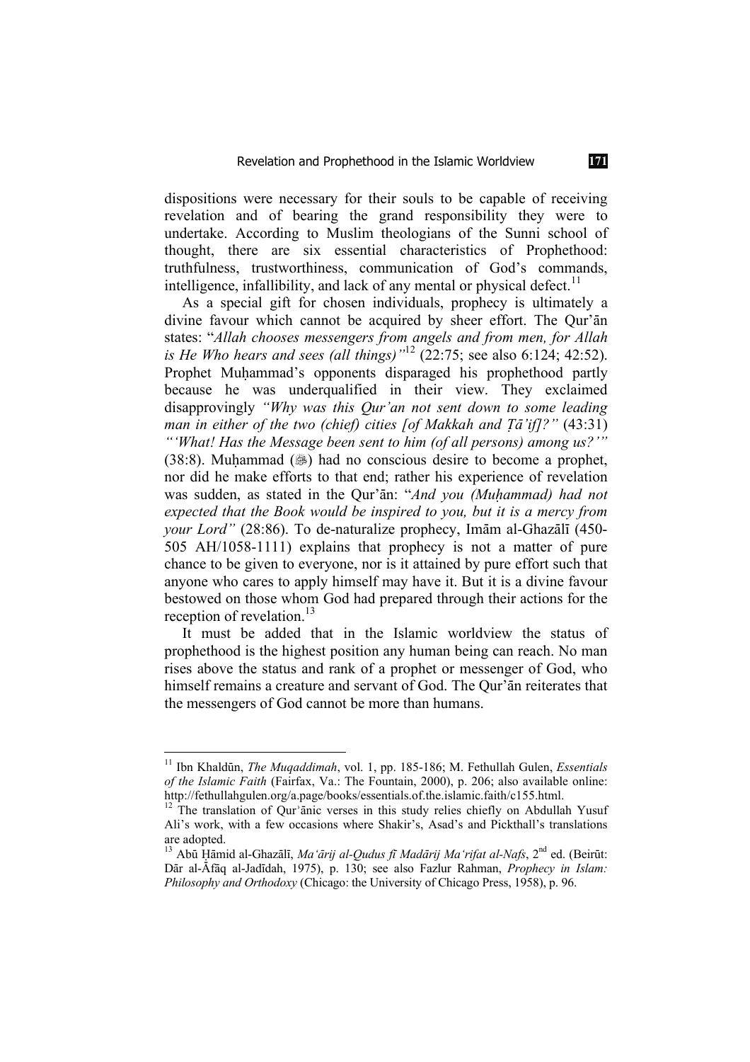dispositions were necessary for their souls to be capable of receiving revelation and of bearing the grand responsibility they were to undertake. According to Muslim theologians of the Sunni school of thought, there are six essential characteristics of Prophethood: truthfulness, trustworthiness, communication of God's commands, intelligence, infallibility, and lack of any mental or physical defect.[11]

As a special gift for chosen individuals, prophecy is ultimately a divine favour which cannot be acquired by sheer effort. The Qur'ān states: "*Allah chooses messengers from angels and from men, for Allah is He Who hears and sees (all things)"*[12] (22:75; see also 6:124; 42:52). Prophet Muḥammad's opponents disparaged his prophethood partly because he was underqualified in their view. They exclaimed disapprovingly *"Why was this Qur'an not sent down to some leading man in either of the two (chief) cities [of Makkah and Ṭā'if]?"* (43:31) *"'What! Has the Message been sent to him (of all persons) among us?'"* (38:8). Muḥammad (ﷺ) had no conscious desire to become a prophet, nor did he make efforts to that end; rather his experience of revelation was sudden, as stated in the Qur'ān: "*And you (Muḥammad) had not expected that the Book would be inspired to you, but it is a mercy from your Lord"* (28:86). To de-naturalize prophecy, Imām al-Ghazālī (450-505 AH/1058-1111) explains that prophecy is not a matter of pure chance to be given to everyone, nor is it attained by pure effort such that anyone who cares to apply himself may have it. But it is a divine favour bestowed on those whom God had prepared through their actions for the reception of revelation.[13]

It must be added that in the Islamic worldview the status of prophethood is the highest position any human being can reach. No man rises above the status and rank of a prophet or messenger of God, who himself remains a creature and servant of God. The Qur'ān reiterates that the messengers of God cannot be more than humans.

---

[11] Ibn Khaldūn, *The Muqaddimah*, vol. 1, pp. 185-186; M. Fethullah Gulen, *Essentials of the Islamic Faith* (Fairfax, Va.: The Fountain, 2000), p. 206; also available online: http://fethullahgulen.org/a.page/books/essentials.of.the.islamic.faith/c155.html.

[12] The translation of Qur'ānic verses in this study relies chiefly on Abdullah Yusuf Ali's work, with a few occasions where Shakir's, Asad's and Pickthall's translations are adopted.

[13] Abū Ḥāmid al-Ghazālī, *Ma'ārij al-Qudus fī Madārij Ma'rifat al-Nafs*, 2nd ed. (Beirūt: Dār al-Āfāq al-Jadīdah, 1975), p. 130; see also Fazlur Rahman, *Prophecy in Islam: Philosophy and Orthodoxy* (Chicago: the University of Chicago Press, 1958), p. 96.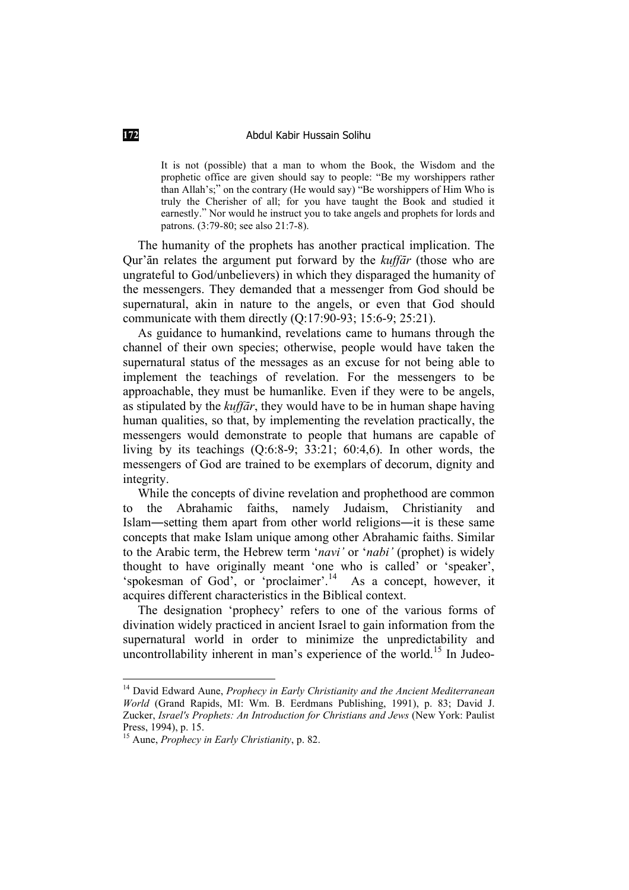> It is not (possible) that a man to whom the Book, the Wisdom and the prophetic office are given should say to people: "Be my worshippers rather than Allah's;" on the contrary (He would say) "Be worshippers of Him Who is truly the Cherisher of all; for you have taught the Book and studied it earnestly." Nor would he instruct you to take angels and prophets for lords and patrons. (3:79-80; see also 21:7-8).

The humanity of the prophets has another practical implication. The Qur'ān relates the argument put forward by the *kuffār* (those who are ungrateful to God/unbelievers) in which they disparaged the humanity of the messengers. They demanded that a messenger from God should be supernatural, akin in nature to the angels, or even that God should communicate with them directly (Q:17:90-93; 15:6-9; 25:21).

As guidance to humankind, revelations came to humans through the channel of their own species; otherwise, people would have taken the supernatural status of the messages as an excuse for not being able to implement the teachings of revelation. For the messengers to be approachable, they must be humanlike. Even if they were to be angels, as stipulated by the *kuffār*, they would have to be in human shape having human qualities, so that, by implementing the revelation practically, the messengers would demonstrate to people that humans are capable of living by its teachings (Q:6:8-9; 33:21; 60:4,6). In other words, the messengers of God are trained to be exemplars of decorum, dignity and integrity.

While the concepts of divine revelation and prophethood are common to the Abrahamic faiths, namely Judaism, Christianity and Islam―setting them apart from other world religions―it is these same concepts that make Islam unique among other Abrahamic faiths. Similar to the Arabic term, the Hebrew term '*navi'* or '*nabi'* (prophet) is widely thought to have originally meant 'one who is called' or 'speaker', 'spokesman of God', or 'proclaimer'.[14] As a concept, however, it acquires different characteristics in the Biblical context.

The designation 'prophecy' refers to one of the various forms of divination widely practiced in ancient Israel to gain information from the supernatural world in order to minimize the unpredictability and uncontrollability inherent in man's experience of the world.[15] In Judeo-

---

[14] David Edward Aune, *Prophecy in Early Christianity and the Ancient Mediterranean World* (Grand Rapids, MI: Wm. B. Eerdmans Publishing, 1991), p. 83; David J. Zucker, *Israel's Prophets: An Introduction for Christians and Jews* (New York: Paulist Press, 1994), p. 15.

[15] Aune, *Prophecy in Early Christianity*, p. 82.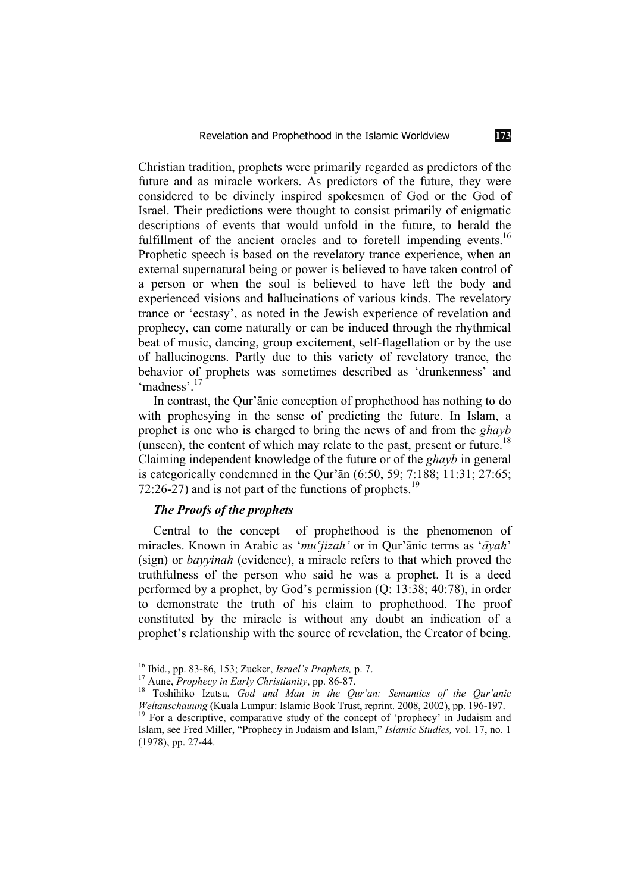Christian tradition, prophets were primarily regarded as predictors of the future and as miracle workers. As predictors of the future, they were considered to be divinely inspired spokesmen of God or the God of Israel. Their predictions were thought to consist primarily of enigmatic descriptions of events that would unfold in the future, to herald the fulfillment of the ancient oracles and to foretell impending events.[16] Prophetic speech is based on the revelatory trance experience, when an external supernatural being or power is believed to have taken control of a person or when the soul is believed to have left the body and experienced visions and hallucinations of various kinds. The revelatory trance or 'ecstasy', as noted in the Jewish experience of revelation and prophecy, can come naturally or can be induced through the rhythmical beat of music, dancing, group excitement, self-flagellation or by the use of hallucinogens. Partly due to this variety of revelatory trance, the behavior of prophets was sometimes described as 'drunkenness' and 'madness'.[17]

In contrast, the Qur'ānic conception of prophethood has nothing to do with prophesying in the sense of predicting the future. In Islam, a prophet is one who is charged to bring the news of and from the *ghayb* (unseen), the content of which may relate to the past, present or future.[18] Claiming independent knowledge of the future or of the *ghayb* in general is categorically condemned in the Qur'ān (6:50, 59; 7:188; 11:31; 27:65; 72:26-27) and is not part of the functions of prophets.[19]

### *The Proofs of the prophets*

Central to the concept of prophethood is the phenomenon of miracles. Known in Arabic as '*mu'jizah'* or in Qur'ānic terms as '*āyah*' (sign) or *bayyinah* (evidence), a miracle refers to that which proved the truthfulness of the person who said he was a prophet. It is a deed performed by a prophet, by God's permission (Q: 13:38; 40:78), in order to demonstrate the truth of his claim to prophethood. The proof constituted by the miracle is without any doubt an indication of a prophet's relationship with the source of revelation, the Creator of being.

---

[16] Ibid., pp. 83-86, 153; Zucker, *Israel's Prophets,* p. 7.

[17] Aune, *Prophecy in Early Christianity*, pp. 86-87.

[18] Toshihiko Izutsu, *God and Man in the Qur'an: Semantics of the Qur'anic Weltanschauung* (Kuala Lumpur: Islamic Book Trust, reprint. 2008, 2002), pp. 196-197.

[19] For a descriptive, comparative study of the concept of 'prophecy' in Judaism and Islam, see Fred Miller, "Prophecy in Judaism and Islam," *Islamic Studies,* vol. 17, no. 1 (1978), pp. 27-44.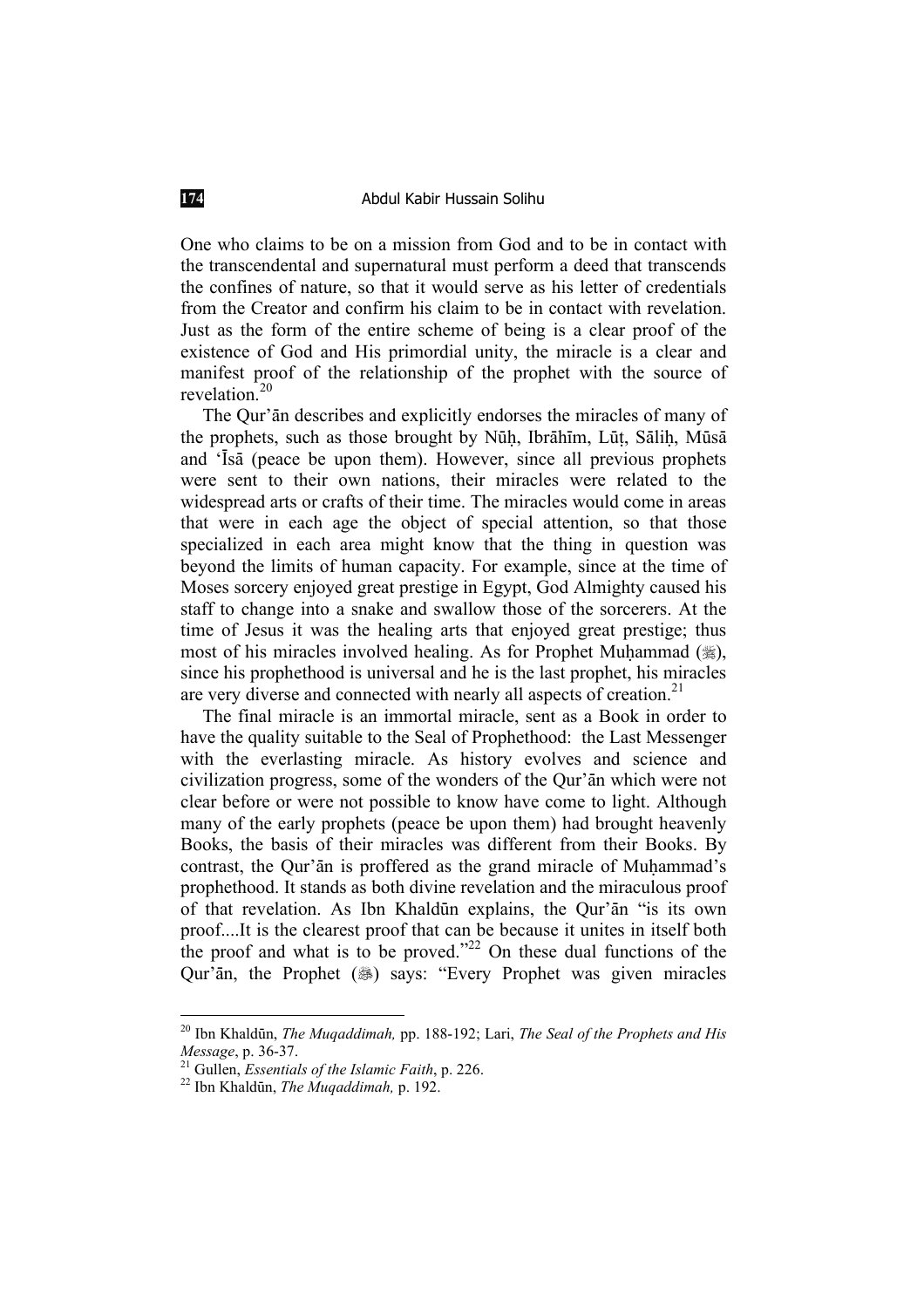One who claims to be on a mission from God and to be in contact with the transcendental and supernatural must perform a deed that transcends the confines of nature, so that it would serve as his letter of credentials from the Creator and confirm his claim to be in contact with revelation. Just as the form of the entire scheme of being is a clear proof of the existence of God and His primordial unity, the miracle is a clear and manifest proof of the relationship of the prophet with the source of revelation.[20]

The Qur'ān describes and explicitly endorses the miracles of many of the prophets, such as those brought by Nūḥ, Ibrāhīm, Lūṭ, Sāliḥ, Mūsā and 'Īsā (peace be upon them). However, since all previous prophets were sent to their own nations, their miracles were related to the widespread arts or crafts of their time. The miracles would come in areas that were in each age the object of special attention, so that those specialized in each area might know that the thing in question was beyond the limits of human capacity. For example, since at the time of Moses sorcery enjoyed great prestige in Egypt, God Almighty caused his staff to change into a snake and swallow those of the sorcerers. At the time of Jesus it was the healing arts that enjoyed great prestige; thus most of his miracles involved healing. As for Prophet Muḥammad (ﷺ), since his prophethood is universal and he is the last prophet, his miracles are very diverse and connected with nearly all aspects of creation.[21]

The final miracle is an immortal miracle, sent as a Book in order to have the quality suitable to the Seal of Prophethood: the Last Messenger with the everlasting miracle. As history evolves and science and civilization progress, some of the wonders of the Qur'ān which were not clear before or were not possible to know have come to light. Although many of the early prophets (peace be upon them) had brought heavenly Books, the basis of their miracles was different from their Books. By contrast, the Qur'ān is proffered as the grand miracle of Muḥammad's prophethood. It stands as both divine revelation and the miraculous proof of that revelation. As Ibn Khaldūn explains, the Qur'ān "is its own proof....It is the clearest proof that can be because it unites in itself both the proof and what is to be proved."[22] On these dual functions of the Qur'ān, the Prophet (ﷺ) says: "Every Prophet was given miracles

---

[20] Ibn Khaldūn, *The Muqaddimah,* pp. 188-192; Lari, *The Seal of the Prophets and His Message*, p. 36-37.

[21] Gullen, *Essentials of the Islamic Faith*, p. 226.

[22] Ibn Khaldūn, *The Muqaddimah,* p. 192.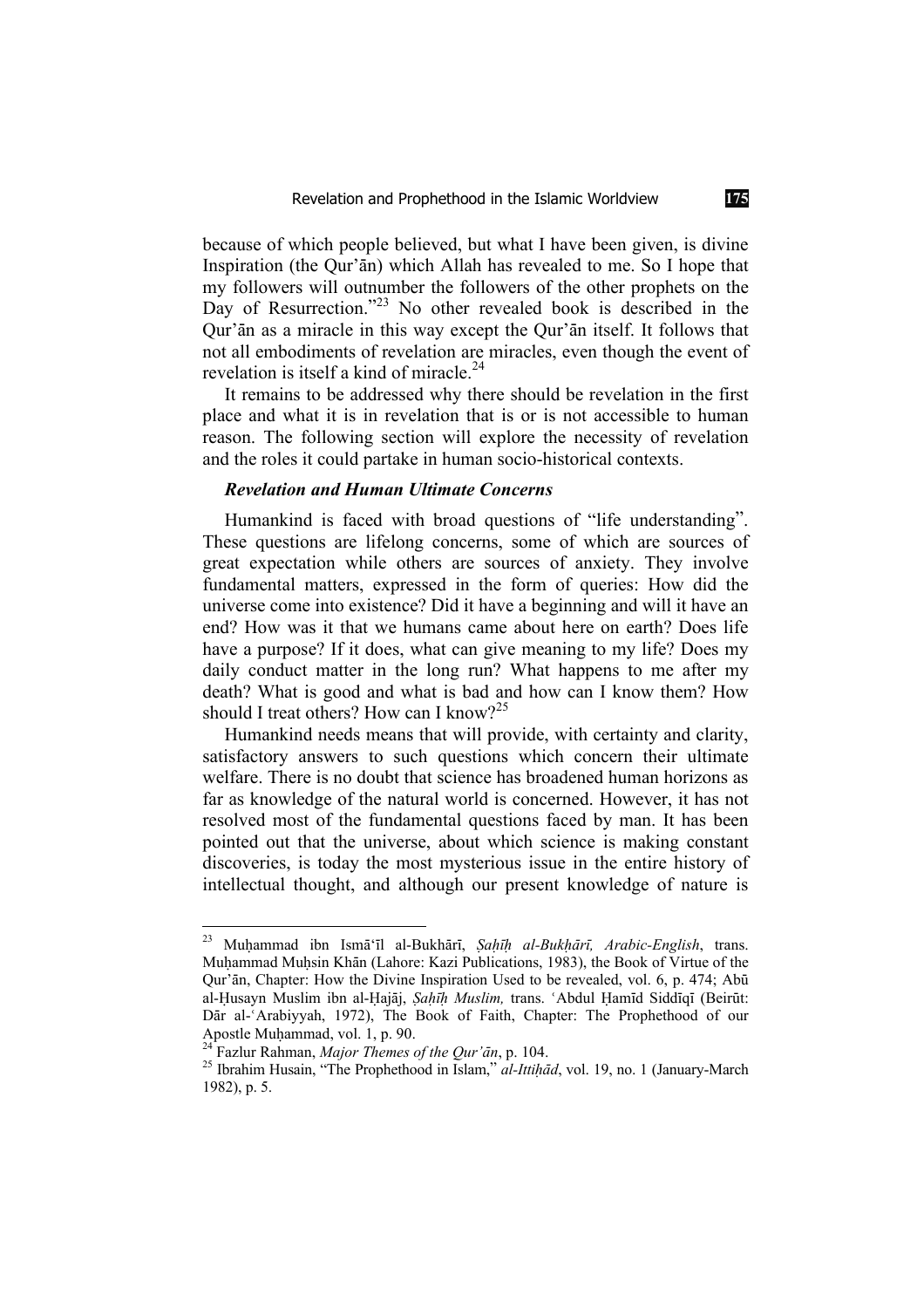because of which people believed, but what I have been given, is divine Inspiration (the Qur'ān) which Allah has revealed to me. So I hope that my followers will outnumber the followers of the other prophets on the Day of Resurrection."[23] No other revealed book is described in the Qur'ān as a miracle in this way except the Qur'ān itself. It follows that not all embodiments of revelation are miracles, even though the event of revelation is itself a kind of miracle.[24]

It remains to be addressed why there should be revelation in the first place and what it is in revelation that is or is not accessible to human reason. The following section will explore the necessity of revelation and the roles it could partake in human socio-historical contexts.

### *Revelation and Human Ultimate Concerns*

Humankind is faced with broad questions of "life understanding". These questions are lifelong concerns, some of which are sources of great expectation while others are sources of anxiety. They involve fundamental matters, expressed in the form of queries: How did the universe come into existence? Did it have a beginning and will it have an end? How was it that we humans came about here on earth? Does life have a purpose? If it does, what can give meaning to my life? Does my daily conduct matter in the long run? What happens to me after my death? What is good and what is bad and how can I know them? How should I treat others? How can I know?[25]

Humankind needs means that will provide, with certainty and clarity, satisfactory answers to such questions which concern their ultimate welfare. There is no doubt that science has broadened human horizons as far as knowledge of the natural world is concerned. However, it has not resolved most of the fundamental questions faced by man. It has been pointed out that the universe, about which science is making constant discoveries, is today the most mysterious issue in the entire history of intellectual thought, and although our present knowledge of nature is

---

[23] Muḥammad ibn Ismā'īl al-Bukhārī, *Ṣaḥīḥ al-Bukḥārī, Arabic-English*, trans. Muḥammad Muḥsin Khān (Lahore: Kazi Publications, 1983), the Book of Virtue of the Qur'ān, Chapter: How the Divine Inspiration Used to be revealed, vol. 6, p. 474; Abū al-Ḥusayn Muslim ibn al-Ḥajāj, *Ṣaḥīḥ Muslim,* trans. ʿAbdul Ḥamīd Siddīqī (Beirūt: Dār al-ʿArabiyyah, 1972), The Book of Faith, Chapter: The Prophethood of our Apostle Muḥammad, vol. 1, p. 90.

[24] Fazlur Rahman, *Major Themes of the Qur'ān*, p. 104.

[25] Ibrahim Husain, "The Prophethood in Islam," *al-Ittiḥād*, vol. 19, no. 1 (January-March 1982), p. 5.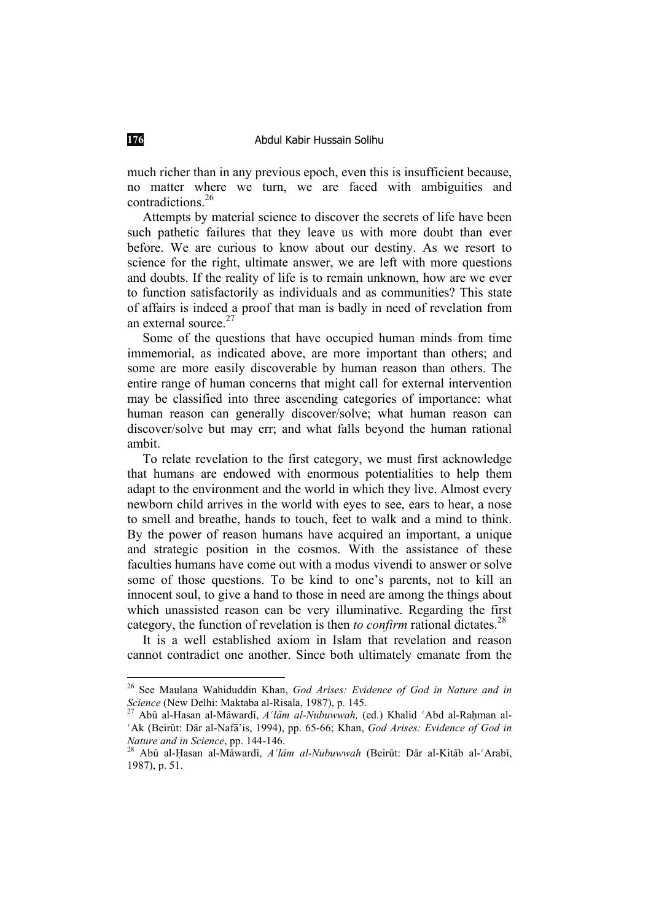much richer than in any previous epoch, even this is insufficient because, no matter where we turn, we are faced with ambiguities and contradictions.[26]

Attempts by material science to discover the secrets of life have been such pathetic failures that they leave us with more doubt than ever before. We are curious to know about our destiny. As we resort to science for the right, ultimate answer, we are left with more questions and doubts. If the reality of life is to remain unknown, how are we ever to function satisfactorily as individuals and as communities? This state of affairs is indeed a proof that man is badly in need of revelation from an external source.[27]

Some of the questions that have occupied human minds from time immemorial, as indicated above, are more important than others; and some are more easily discoverable by human reason than others. The entire range of human concerns that might call for external intervention may be classified into three ascending categories of importance: what human reason can generally discover/solve; what human reason can discover/solve but may err; and what falls beyond the human rational ambit.

To relate revelation to the first category, we must first acknowledge that humans are endowed with enormous potentialities to help them adapt to the environment and the world in which they live. Almost every newborn child arrives in the world with eyes to see, ears to hear, a nose to smell and breathe, hands to touch, feet to walk and a mind to think. By the power of reason humans have acquired an important, a unique and strategic position in the cosmos. With the assistance of these faculties humans have come out with a modus vivendi to answer or solve some of those questions. To be kind to one's parents, not to kill an innocent soul, to give a hand to those in need are among the things about which unassisted reason can be very illuminative. Regarding the first category, the function of revelation is then *to confirm* rational dictates.[28]

It is a well established axiom in Islam that revelation and reason cannot contradict one another. Since both ultimately emanate from the

---

[26] See Maulana Wahiduddin Khan, *God Arises: Evidence of God in Nature and in Science* (New Delhi: Maktaba al-Risala, 1987), p. 145.

[27] Abū al-Hasan al-Māwardī, *A'lām al-Nubuwwah,* (ed.) Khalid 'Abd al-Raḥman al-'Ak (Beirūt: Dār al-Nafā'is, 1994), pp. 65-66; Khan, *God Arises: Evidence of God in Nature and in Science*, pp. 144-146.

[28] Abū al-Ḥasan al-Māwardī, *A'lām al-Nubuwwah* (Beirūt: Dār al-Kitāb al-'Arabī, 1987), p. 51.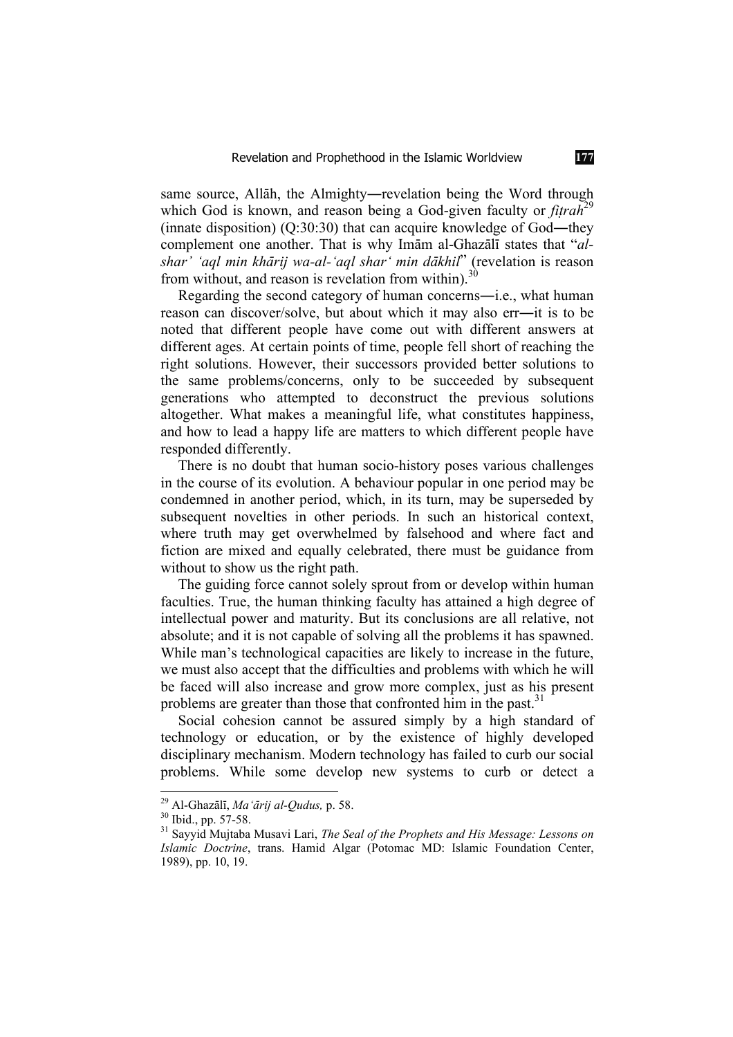same source, Allāh, the Almighty―revelation being the Word through which God is known, and reason being a God-given faculty or *fiṭrah*[29] (innate disposition) (Q:30:30) that can acquire knowledge of God―they complement one another. That is why Imām al-Ghazālī states that "*al-shar' 'aql min khārij wa-al-'aql shar' min dākhil*" (revelation is reason from without, and reason is revelation from within).[30]

Regarding the second category of human concerns―i.e., what human reason can discover/solve, but about which it may also err―it is to be noted that different people have come out with different answers at different ages. At certain points of time, people fell short of reaching the right solutions. However, their successors provided better solutions to the same problems/concerns, only to be succeeded by subsequent generations who attempted to deconstruct the previous solutions altogether. What makes a meaningful life, what constitutes happiness, and how to lead a happy life are matters to which different people have responded differently.

There is no doubt that human socio-history poses various challenges in the course of its evolution. A behaviour popular in one period may be condemned in another period, which, in its turn, may be superseded by subsequent novelties in other periods. In such an historical context, where truth may get overwhelmed by falsehood and where fact and fiction are mixed and equally celebrated, there must be guidance from without to show us the right path.

The guiding force cannot solely sprout from or develop within human faculties. True, the human thinking faculty has attained a high degree of intellectual power and maturity. But its conclusions are all relative, not absolute; and it is not capable of solving all the problems it has spawned. While man's technological capacities are likely to increase in the future, we must also accept that the difficulties and problems with which he will be faced will also increase and grow more complex, just as his present problems are greater than those that confronted him in the past.[31]

Social cohesion cannot be assured simply by a high standard of technology or education, or by the existence of highly developed disciplinary mechanism. Modern technology has failed to curb our social problems. While some develop new systems to curb or detect a

---

[29] Al-Ghazālī, *Ma'ārij al-Qudus,* p. 58.

[30] Ibid., pp. 57-58.

[31] Sayyid Mujtaba Musavi Lari, *The Seal of the Prophets and His Message: Lessons on Islamic Doctrine*, trans. Hamid Algar (Potomac MD: Islamic Foundation Center, 1989), pp. 10, 19.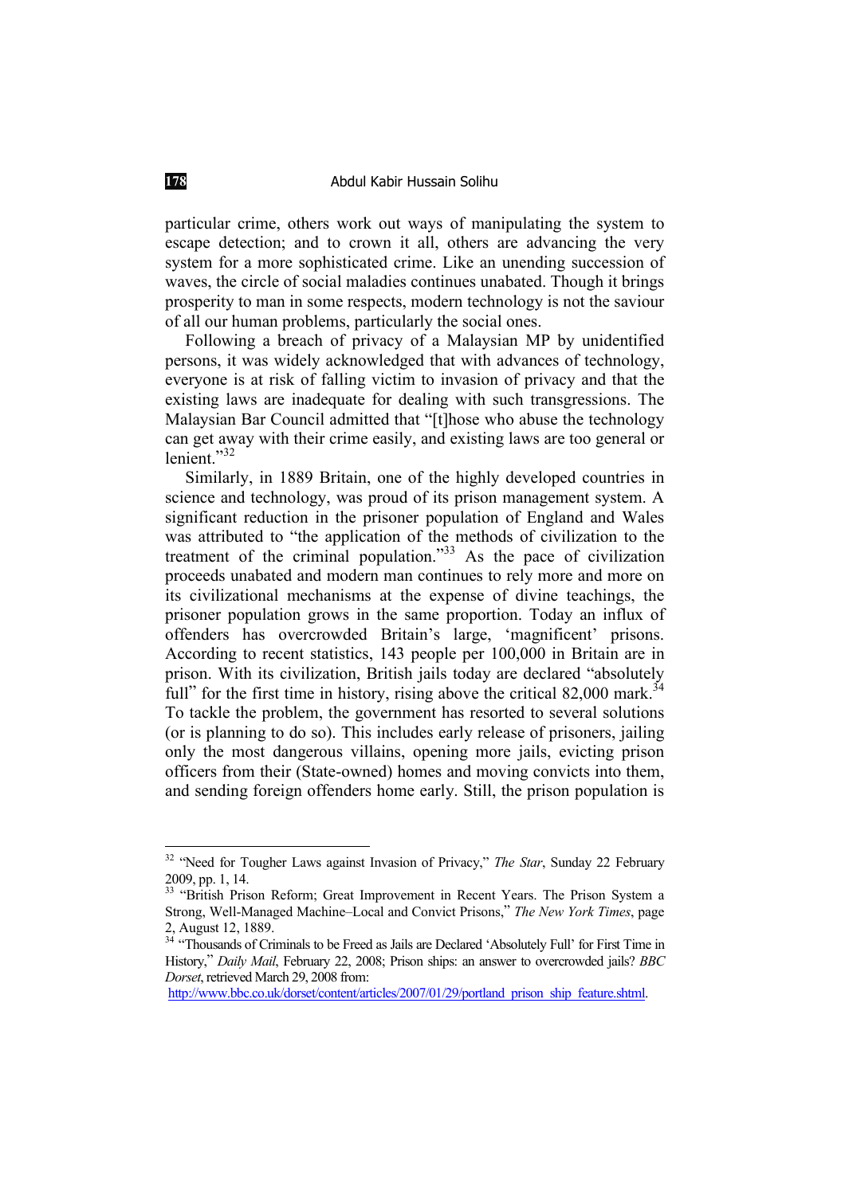particular crime, others work out ways of manipulating the system to escape detection; and to crown it all, others are advancing the very system for a more sophisticated crime. Like an unending succession of waves, the circle of social maladies continues unabated. Though it brings prosperity to man in some respects, modern technology is not the saviour of all our human problems, particularly the social ones.

Following a breach of privacy of a Malaysian MP by unidentified persons, it was widely acknowledged that with advances of technology, everyone is at risk of falling victim to invasion of privacy and that the existing laws are inadequate for dealing with such transgressions. The Malaysian Bar Council admitted that "[t]hose who abuse the technology can get away with their crime easily, and existing laws are too general or lenient."[32]

Similarly, in 1889 Britain, one of the highly developed countries in science and technology, was proud of its prison management system. A significant reduction in the prisoner population of England and Wales was attributed to "the application of the methods of civilization to the treatment of the criminal population."[33] As the pace of civilization proceeds unabated and modern man continues to rely more and more on its civilizational mechanisms at the expense of divine teachings, the prisoner population grows in the same proportion. Today an influx of offenders has overcrowded Britain's large, 'magnificent' prisons. According to recent statistics, 143 people per 100,000 in Britain are in prison. With its civilization, British jails today are declared "absolutely full" for the first time in history, rising above the critical 82,000 mark.[34] To tackle the problem, the government has resorted to several solutions (or is planning to do so). This includes early release of prisoners, jailing only the most dangerous villains, opening more jails, evicting prison officers from their (State-owned) homes and moving convicts into them, and sending foreign offenders home early. Still, the prison population is

---

[32] "Need for Tougher Laws against Invasion of Privacy," *The Star*, Sunday 22 February 2009, pp. 1, 14.

[33] "British Prison Reform; Great Improvement in Recent Years. The Prison System a Strong, Well-Managed Machine–Local and Convict Prisons," *The New York Times*, page 2, August 12, 1889.

[34] "Thousands of Criminals to be Freed as Jails are Declared 'Absolutely Full' for First Time in History," *Daily Mail*, February 22, 2008; Prison ships: an answer to overcrowded jails? *BBC Dorset*, retrieved March 29, 2008 from: http://www.bbc.co.uk/dorset/content/articles/2007/01/29/portland_prison_ship_feature.shtml.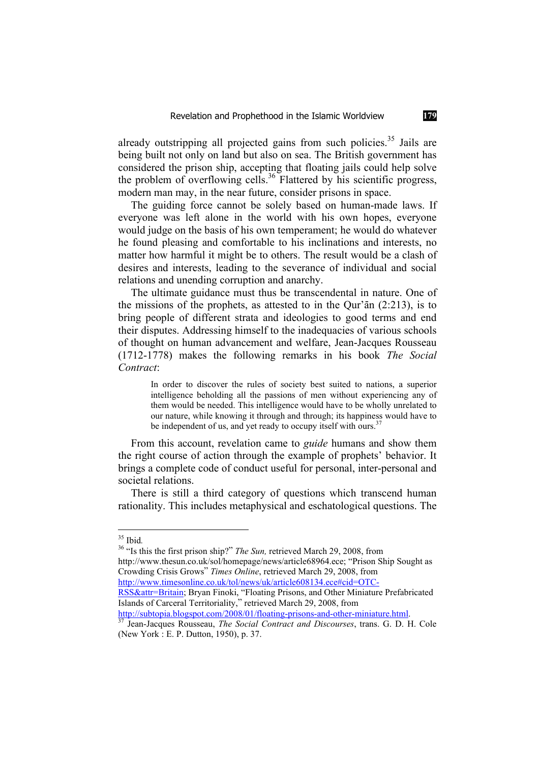already outstripping all projected gains from such policies.[35] Jails are being built not only on land but also on sea. The British government has considered the prison ship, accepting that floating jails could help solve the problem of overflowing cells.[36] Flattered by his scientific progress, modern man may, in the near future, consider prisons in space.

The guiding force cannot be solely based on human-made laws. If everyone was left alone in the world with his own hopes, everyone would judge on the basis of his own temperament; he would do whatever he found pleasing and comfortable to his inclinations and interests, no matter how harmful it might be to others. The result would be a clash of desires and interests, leading to the severance of individual and social relations and unending corruption and anarchy.

The ultimate guidance must thus be transcendental in nature. One of the missions of the prophets, as attested to in the Qur'ān (2:213), is to bring people of different strata and ideologies to good terms and end their disputes. Addressing himself to the inadequacies of various schools of thought on human advancement and welfare, Jean-Jacques Rousseau (1712-1778) makes the following remarks in his book *The Social Contract*:

> In order to discover the rules of society best suited to nations, a superior intelligence beholding all the passions of men without experiencing any of them would be needed. This intelligence would have to be wholly unrelated to our nature, while knowing it through and through; its happiness would have to be independent of us, and yet ready to occupy itself with ours.[37]

From this account, revelation came to *guide* humans and show them the right course of action through the example of prophets' behavior. It brings a complete code of conduct useful for personal, inter-personal and societal relations.

There is still a third category of questions which transcend human rationality. This includes metaphysical and eschatological questions. The

---

[35] Ibid.

[36] "Is this the first prison ship?" *The Sun,* retrieved March 29, 2008, from http://www.thesun.co.uk/sol/homepage/news/article68964.ece; "Prison Ship Sought as Crowding Crisis Grows" *Times Online*, retrieved March 29, 2008, from http://www.timesonline.co.uk/tol/news/uk/article608134.ece#cid=OTC-RSS&attr=Britain; Bryan Finoki, "Floating Prisons, and Other Miniature Prefabricated Islands of Carceral Territoriality," retrieved March 29, 2008, from http://subtopia.blogspot.com/2008/01/floating-prisons-and-other-miniature.html.

[37] Jean-Jacques Rousseau, *The Social Contract and Discourses*, trans. G. D. H. Cole (New York : E. P. Dutton, 1950), p. 37.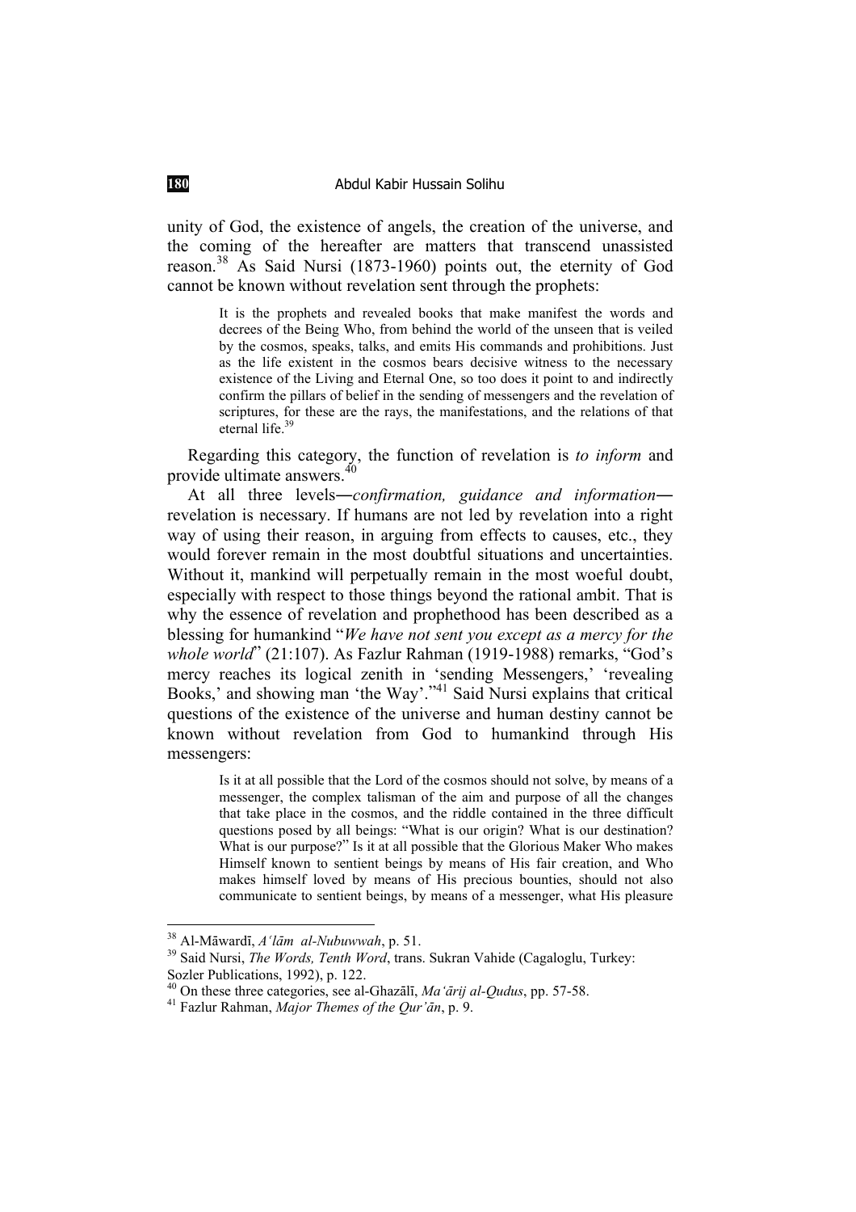unity of God, the existence of angels, the creation of the universe, and the coming of the hereafter are matters that transcend unassisted reason.[38] As Said Nursi (1873-1960) points out, the eternity of God cannot be known without revelation sent through the prophets:

> It is the prophets and revealed books that make manifest the words and decrees of the Being Who, from behind the world of the unseen that is veiled by the cosmos, speaks, talks, and emits His commands and prohibitions. Just as the life existent in the cosmos bears decisive witness to the necessary existence of the Living and Eternal One, so too does it point to and indirectly confirm the pillars of belief in the sending of messengers and the revelation of scriptures, for these are the rays, the manifestations, and the relations of that eternal life.[39]

Regarding this category, the function of revelation is *to inform* and provide ultimate answers.[40]

At all three levels―*confirmation, guidance and information*― revelation is necessary. If humans are not led by revelation into a right way of using their reason, in arguing from effects to causes, etc., they would forever remain in the most doubtful situations and uncertainties. Without it, mankind will perpetually remain in the most woeful doubt, especially with respect to those things beyond the rational ambit. That is why the essence of revelation and prophethood has been described as a blessing for humankind "*We have not sent you except as a mercy for the whole world*" (21:107). As Fazlur Rahman (1919-1988) remarks, "God's mercy reaches its logical zenith in 'sending Messengers,' 'revealing Books,' and showing man 'the Way'."[41] Said Nursi explains that critical questions of the existence of the universe and human destiny cannot be known without revelation from God to humankind through His messengers:

> Is it at all possible that the Lord of the cosmos should not solve, by means of a messenger, the complex talisman of the aim and purpose of all the changes that take place in the cosmos, and the riddle contained in the three difficult questions posed by all beings: "What is our origin? What is our destination? What is our purpose?" Is it at all possible that the Glorious Maker Who makes Himself known to sentient beings by means of His fair creation, and Who makes himself loved by means of His precious bounties, should not also communicate to sentient beings, by means of a messenger, what His pleasure

---

[38] Al-Māwardī, *Aʿlām al-Nubuwwah*, p. 51.

[39] Said Nursi, *The Words, Tenth Word*, trans. Sukran Vahide (Cagaloglu, Turkey: Sozler Publications, 1992), p. 122.

[40] On these three categories, see al-Ghazālī, *Maʿārij al-Qudus*, pp. 57-58.

[41] Fazlur Rahman, *Major Themes of the Qur'ān*, p. 9.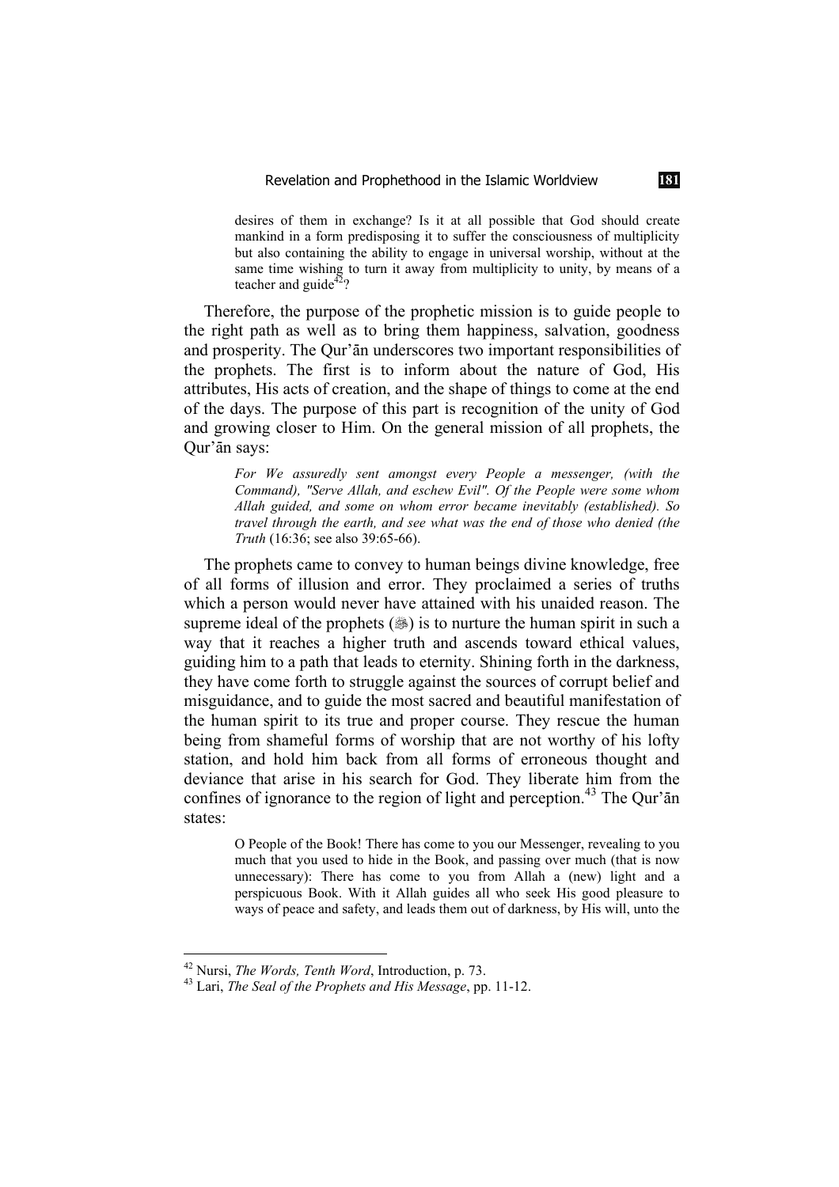> desires of them in exchange? Is it at all possible that God should create mankind in a form predisposing it to suffer the consciousness of multiplicity but also containing the ability to engage in universal worship, without at the same time wishing to turn it away from multiplicity to unity, by means of a teacher and guide[42]?

Therefore, the purpose of the prophetic mission is to guide people to the right path as well as to bring them happiness, salvation, goodness and prosperity. The Qur'ān underscores two important responsibilities of the prophets. The first is to inform about the nature of God, His attributes, His acts of creation, and the shape of things to come at the end of the days. The purpose of this part is recognition of the unity of God and growing closer to Him. On the general mission of all prophets, the Qur'ān says:

> *For We assuredly sent amongst every People a messenger, (with the Command), "Serve Allah, and eschew Evil". Of the People were some whom Allah guided, and some on whom error became inevitably (established). So travel through the earth, and see what was the end of those who denied (the Truth* (16:36; see also 39:65-66).

The prophets came to convey to human beings divine knowledge, free of all forms of illusion and error. They proclaimed a series of truths which a person would never have attained with his unaided reason. The supreme ideal of the prophets (ﷺ) is to nurture the human spirit in such a way that it reaches a higher truth and ascends toward ethical values, guiding him to a path that leads to eternity. Shining forth in the darkness, they have come forth to struggle against the sources of corrupt belief and misguidance, and to guide the most sacred and beautiful manifestation of the human spirit to its true and proper course. They rescue the human being from shameful forms of worship that are not worthy of his lofty station, and hold him back from all forms of erroneous thought and deviance that arise in his search for God. They liberate him from the confines of ignorance to the region of light and perception.[43] The Qur'ān states:

> O People of the Book! There has come to you our Messenger, revealing to you much that you used to hide in the Book, and passing over much (that is now unnecessary): There has come to you from Allah a (new) light and a perspicuous Book. With it Allah guides all who seek His good pleasure to ways of peace and safety, and leads them out of darkness, by His will, unto the

[42] Nursi, *The Words, Tenth Word*, Introduction, p. 73.

[43] Lari, *The Seal of the Prophets and His Message*, pp. 11-12.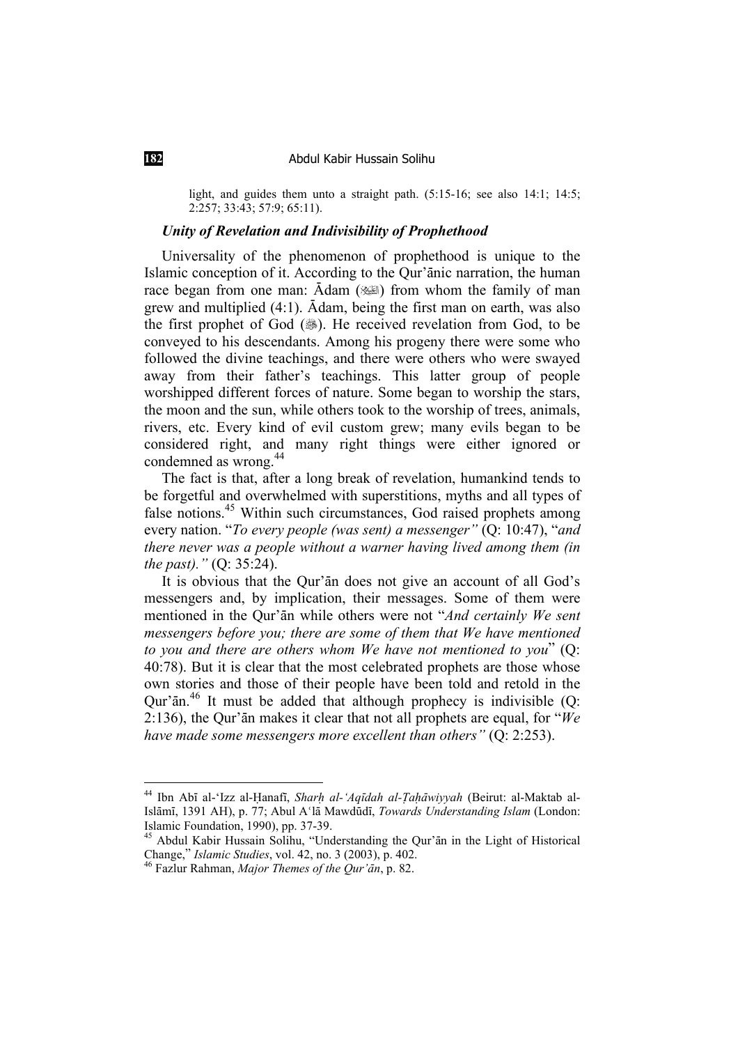light, and guides them unto a straight path. (5:15-16; see also 14:1; 14:5; 2:257; 33:43; 57:9; 65:11).

### *Unity of Revelation and Indivisibility of Prophethood*

Universality of the phenomenon of prophethood is unique to the Islamic conception of it. According to the Qur'ānic narration, the human race began from one man: Ādam (ﷺ) from whom the family of man grew and multiplied (4:1). Ādam, being the first man on earth, was also the first prophet of God (ﷻ). He received revelation from God, to be conveyed to his descendants. Among his progeny there were some who followed the divine teachings, and there were others who were swayed away from their father's teachings. This latter group of people worshipped different forces of nature. Some began to worship the stars, the moon and the sun, while others took to the worship of trees, animals, rivers, etc. Every kind of evil custom grew; many evils began to be considered right, and many right things were either ignored or condemned as wrong.[44]

The fact is that, after a long break of revelation, humankind tends to be forgetful and overwhelmed with superstitions, myths and all types of false notions.[45] Within such circumstances, God raised prophets among every nation. "*To every people (was sent) a messenger"* (Q: 10:47), "*and there never was a people without a warner having lived among them (in the past)."* (Q: 35:24).

It is obvious that the Qur'ān does not give an account of all God's messengers and, by implication, their messages. Some of them were mentioned in the Qur'ān while others were not "*And certainly We sent messengers before you; there are some of them that We have mentioned to you and there are others whom We have not mentioned to you*" (Q: 40:78). But it is clear that the most celebrated prophets are those whose own stories and those of their people have been told and retold in the Qur'ān.[46] It must be added that although prophecy is indivisible (Q: 2:136), the Qur'ān makes it clear that not all prophets are equal, for "*We have made some messengers more excellent than others"* (Q: 2:253).

---

[44] Ibn Abī al-'Izz al-Ḥanafī, *Sharḥ al-'Aqīdah al-Ṭaḥāwiyyah* (Beirut: al-Maktab al-Islāmī, 1391 AH), p. 77; Abul A'lā Mawdūdī, *Towards Understanding Islam* (London: Islamic Foundation, 1990), pp. 37-39.

[45] Abdul Kabir Hussain Solihu, "Understanding the Qur'ān in the Light of Historical Change," *Islamic Studies*, vol. 42, no. 3 (2003), p. 402.

[46] Fazlur Rahman, *Major Themes of the Qur'ān*, p. 82.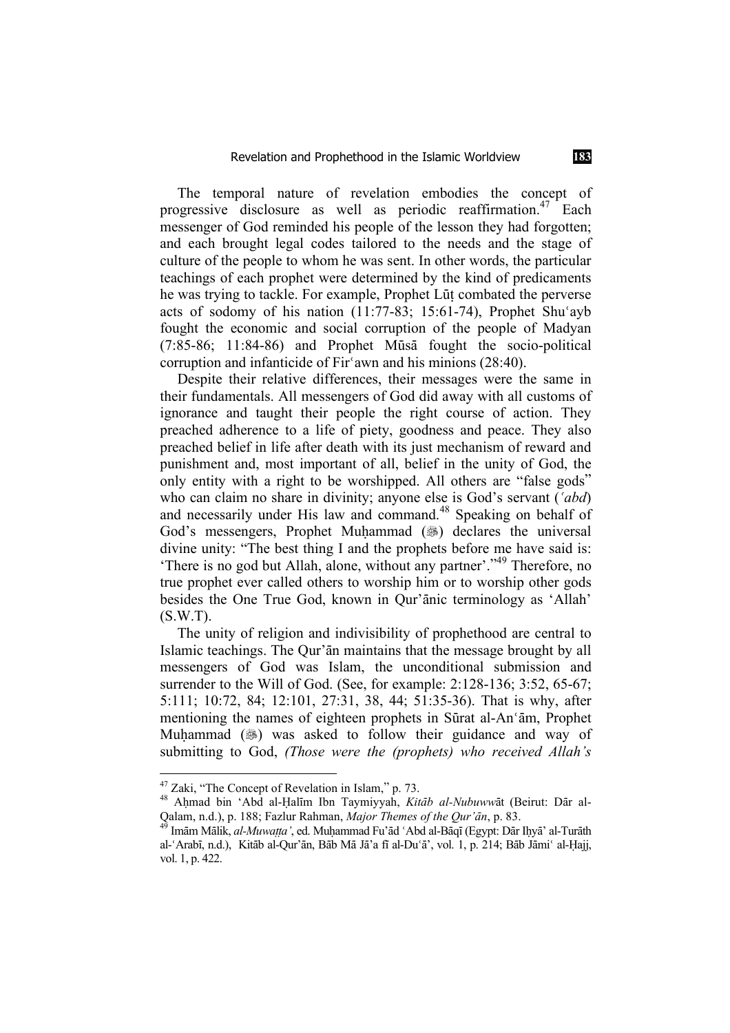The temporal nature of revelation embodies the concept of progressive disclosure as well as periodic reaffirmation.[47] Each messenger of God reminded his people of the lesson they had forgotten; and each brought legal codes tailored to the needs and the stage of culture of the people to whom he was sent. In other words, the particular teachings of each prophet were determined by the kind of predicaments he was trying to tackle. For example, Prophet Lūṭ combated the perverse acts of sodomy of his nation (11:77-83; 15:61-74), Prophet Shuʿayb fought the economic and social corruption of the people of Madyan (7:85-86; 11:84-86) and Prophet Mūsā fought the socio-political corruption and infanticide of Firʿawn and his minions (28:40).

Despite their relative differences, their messages were the same in their fundamentals. All messengers of God did away with all customs of ignorance and taught their people the right course of action. They preached adherence to a life of piety, goodness and peace. They also preached belief in life after death with its just mechanism of reward and punishment and, most important of all, belief in the unity of God, the only entity with a right to be worshipped. All others are "false gods" who can claim no share in divinity; anyone else is God's servant (*ʿabd*) and necessarily under His law and command.[48] Speaking on behalf of God's messengers, Prophet Muḥammad (ﷺ) declares the universal divine unity: "The best thing I and the prophets before me have said is: 'There is no god but Allah, alone, without any partner'."[49] Therefore, no true prophet ever called others to worship him or to worship other gods besides the One True God, known in Qur'ānic terminology as 'Allah' (S.W.T).

The unity of religion and indivisibility of prophethood are central to Islamic teachings. The Qur'ān maintains that the message brought by all messengers of God was Islam, the unconditional submission and surrender to the Will of God. (See, for example: 2:128-136; 3:52, 65-67; 5:111; 10:72, 84; 12:101, 27:31, 38, 44; 51:35-36). That is why, after mentioning the names of eighteen prophets in Sūrat al-Anʿām, Prophet Muḥammad (ﷺ) was asked to follow their guidance and way of submitting to God, *(Those were the (prophets) who received Allah's*

---

[47] Zaki, "The Concept of Revelation in Islam," p. 73.

[48] Aḥmad bin 'Abd al-Ḥalīm Ibn Taymiyyah, *Kitāb al-Nubuwwāt* (Beirut: Dār al-Qalam, n.d.), p. 188; Fazlur Rahman, *Major Themes of the Qur'ān*, p. 83.

[49] Imām Mālik, *al-Muwaṭṭa'*, ed. Muḥammad Fu'ād 'Abd al-Bāqī (Egypt: Dār Iḥyā' al-Turāth al-ʿArabī, n.d.), Kitāb al-Qur'ān, Bāb Mā Jā'a fī al-Du'ā', vol. 1, p. 214; Bāb Jāmiʿ al-Ḥajj, vol. 1, p. 422.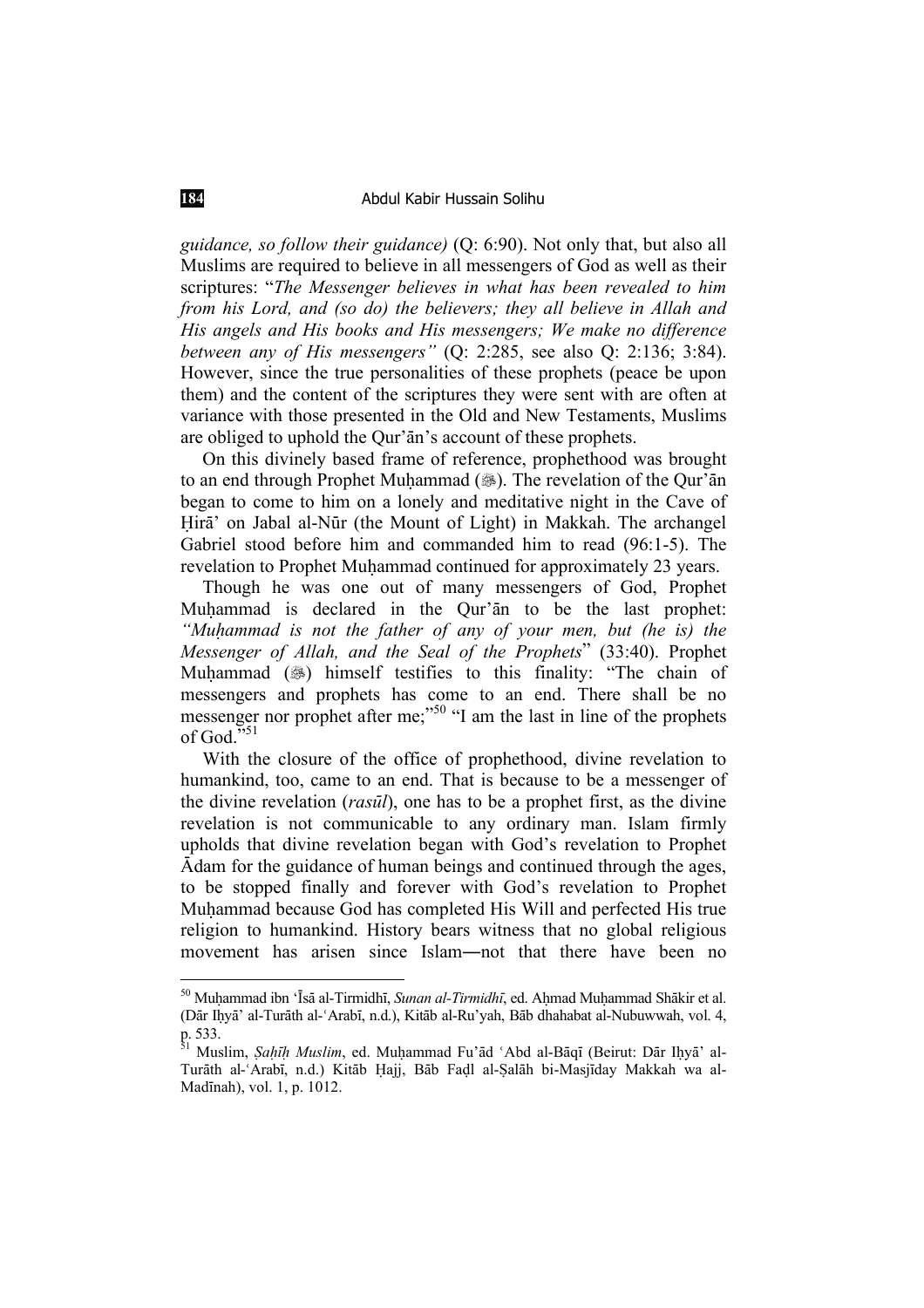*guidance, so follow their guidance)* (Q: 6:90). Not only that, but also all Muslims are required to believe in all messengers of God as well as their scriptures: "*The Messenger believes in what has been revealed to him from his Lord, and (so do) the believers; they all believe in Allah and His angels and His books and His messengers; We make no difference between any of His messengers"* (Q: 2:285, see also Q: 2:136; 3:84). However, since the true personalities of these prophets (peace be upon them) and the content of the scriptures they were sent with are often at variance with those presented in the Old and New Testaments, Muslims are obliged to uphold the Qur'ān's account of these prophets.

On this divinely based frame of reference, prophethood was brought to an end through Prophet Muḥammad (ﷺ). The revelation of the Qur'ān began to come to him on a lonely and meditative night in the Cave of Ḥirā' on Jabal al-Nūr (the Mount of Light) in Makkah. The archangel Gabriel stood before him and commanded him to read (96:1-5). The revelation to Prophet Muḥammad continued for approximately 23 years.

Though he was one out of many messengers of God, Prophet Muḥammad is declared in the Qur'ān to be the last prophet: *"Muḥammad is not the father of any of your men, but (he is) the Messenger of Allah, and the Seal of the Prophets*" (33:40). Prophet Muḥammad (ﷺ) himself testifies to this finality: "The chain of messengers and prophets has come to an end. There shall be no messenger nor prophet after me;"[50] "I am the last in line of the prophets of God."[51]

With the closure of the office of prophethood, divine revelation to humankind, too, came to an end. That is because to be a messenger of the divine revelation (*rasūl*), one has to be a prophet first, as the divine revelation is not communicable to any ordinary man. Islam firmly upholds that divine revelation began with God's revelation to Prophet Ādam for the guidance of human beings and continued through the ages, to be stopped finally and forever with God's revelation to Prophet Muḥammad because God has completed His Will and perfected His true religion to humankind. History bears witness that no global religious movement has arisen since Islam―not that there have been no

---

[50] Muḥammad ibn 'Īsā al-Tirmidhī, *Sunan al-Tirmidhī*, ed. Aḥmad Muḥammad Shākir et al. (Dār Iḥyā' al-Turāth al-'Arabī, n.d.), Kitāb al-Ru'yah, Bāb dhahabat al-Nubuwwah, vol. 4, p. 533.

[51] Muslim, *Ṣaḥīḥ Muslim*, ed. Muḥammad Fu'ād 'Abd al-Bāqī (Beirut: Dār Iḥyā' al-Turāth al-'Arabī, n.d.) Kitāb Ḥajj, Bāb Faḍl al-Ṣalāh bi-Masjīday Makkah wa al-Madīnah), vol. 1, p. 1012.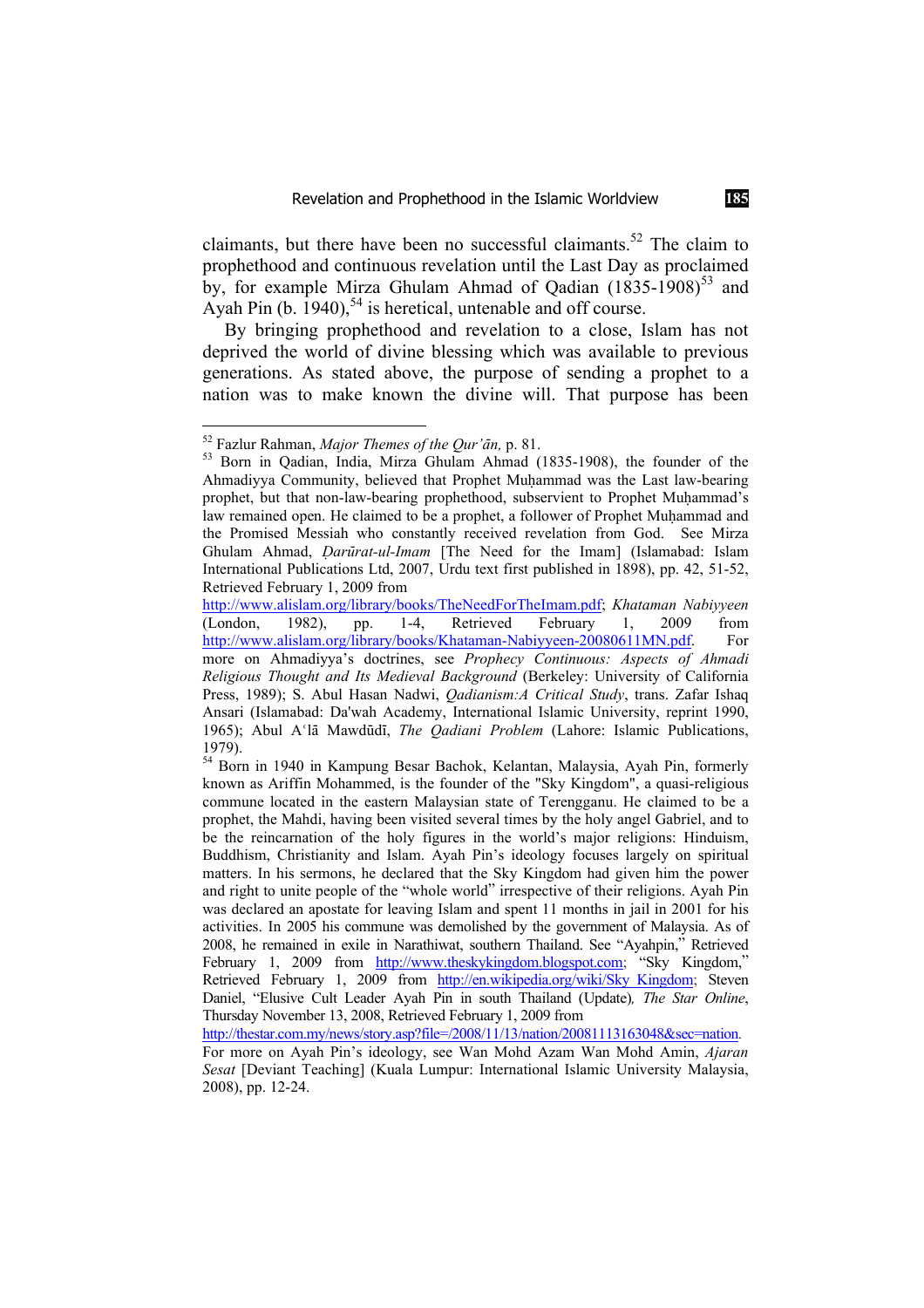claimants, but there have been no successful claimants.[52] The claim to prophethood and continuous revelation until the Last Day as proclaimed by, for example Mirza Ghulam Ahmad of Qadian (1835-1908)[53] and Ayah Pin (b. 1940),[54] is heretical, untenable and off course.

By bringing prophethood and revelation to a close, Islam has not deprived the world of divine blessing which was available to previous generations. As stated above, the purpose of sending a prophet to a nation was to make known the divine will. That purpose has been

---

[52] Fazlur Rahman, *Major Themes of the Qur'ān,* p. 81.

[53] Born in Qadian, India, Mirza Ghulam Ahmad (1835-1908), the founder of the Ahmadiyya Community, believed that Prophet Muḥammad was the Last law-bearing prophet, but that non-law-bearing prophethood, subservient to Prophet Muḥammad's law remained open. He claimed to be a prophet, a follower of Prophet Muḥammad and the Promised Messiah who constantly received revelation from God. See Mirza Ghulam Ahmad, *Ḍarūrat-ul-Imam* [The Need for the Imam] (Islamabad: Islam International Publications Ltd, 2007, Urdu text first published in 1898), pp. 42, 51-52, Retrieved February 1, 2009 from http://www.alislam.org/library/books/TheNeedForTheImam.pdf; *Khataman Nabiyyeen* (London, 1982), pp. 1-4, Retrieved February 1, 2009 from http://www.alislam.org/library/books/Khataman-Nabiyyeen-20080611MN.pdf. For more on Ahmadiyya's doctrines, see *Prophecy Continuous: Aspects of Ahmadi Religious Thought and Its Medieval Background* (Berkeley: University of California Press, 1989); S. Abul Hasan Nadwi, *Qadianism:A Critical Study*, trans. Zafar Ishaq Ansari (Islamabad: Da'wah Academy, International Islamic University, reprint 1990, 1965); Abul Aʿlā Mawdūdī, *The Qadiani Problem* (Lahore: Islamic Publications, 1979).

[54] Born in 1940 in Kampung Besar Bachok, Kelantan, Malaysia, Ayah Pin, formerly known as Ariffin Mohammed, is the founder of the "Sky Kingdom", a quasi-religious commune located in the eastern Malaysian state of Terengganu. He claimed to be a prophet, the Mahdi, having been visited several times by the holy angel Gabriel, and to be the reincarnation of the holy figures in the world's major religions: Hinduism, Buddhism, Christianity and Islam. Ayah Pin's ideology focuses largely on spiritual matters. In his sermons, he declared that the Sky Kingdom had given him the power and right to unite people of the "whole world" irrespective of their religions. Ayah Pin was declared an apostate for leaving Islam and spent 11 months in jail in 2001 for his activities. In 2005 his commune was demolished by the government of Malaysia. As of 2008, he remained in exile in Narathiwat, southern Thailand. See "Ayahpin," Retrieved February 1, 2009 from http://www.theskykingdom.blogspot.com; "Sky Kingdom," Retrieved February 1, 2009 from http://en.wikipedia.org/wiki/Sky_Kingdom; Steven Daniel, "Elusive Cult Leader Ayah Pin in south Thailand (Update)*, The Star Online*, Thursday November 13, 2008, Retrieved February 1, 2009 from http://thestar.com.my/news/story.asp?file=/2008/11/13/nation/20081113163048&sec=nation. For more on Ayah Pin's ideology, see Wan Mohd Azam Wan Mohd Amin, *Ajaran Sesat* [Deviant Teaching] (Kuala Lumpur: International Islamic University Malaysia, 2008), pp. 12-24.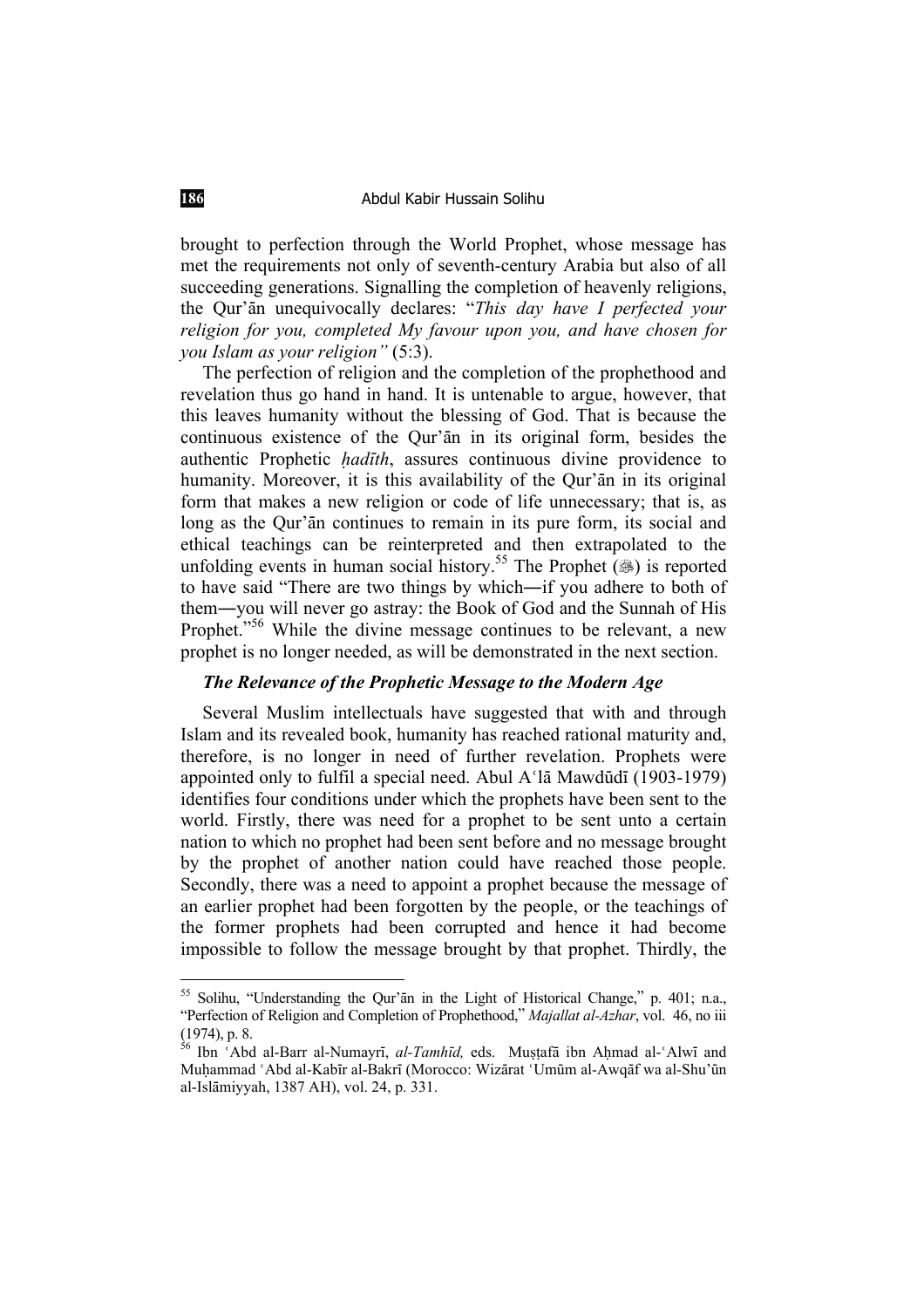brought to perfection through the World Prophet, whose message has met the requirements not only of seventh-century Arabia but also of all succeeding generations. Signalling the completion of heavenly religions, the Qur'ān unequivocally declares: "*This day have I perfected your religion for you, completed My favour upon you, and have chosen for you Islam as your religion"* (5:3).

The perfection of religion and the completion of the prophethood and revelation thus go hand in hand. It is untenable to argue, however, that this leaves humanity without the blessing of God. That is because the continuous existence of the Qur'ān in its original form, besides the authentic Prophetic *ḥadīth*, assures continuous divine providence to humanity. Moreover, it is this availability of the Qur'ān in its original form that makes a new religion or code of life unnecessary; that is, as long as the Qur'ān continues to remain in its pure form, its social and ethical teachings can be reinterpreted and then extrapolated to the unfolding events in human social history.[55] The Prophet (ﷺ) is reported to have said "There are two things by which―if you adhere to both of them―you will never go astray: the Book of God and the Sunnah of His Prophet."[56] While the divine message continues to be relevant, a new prophet is no longer needed, as will be demonstrated in the next section.

### *The Relevance of the Prophetic Message to the Modern Age*

Several Muslim intellectuals have suggested that with and through Islam and its revealed book, humanity has reached rational maturity and, therefore, is no longer in need of further revelation. Prophets were appointed only to fulfil a special need. Abul Aʿlā Mawdūdī (1903-1979) identifies four conditions under which the prophets have been sent to the world. Firstly, there was need for a prophet to be sent unto a certain nation to which no prophet had been sent before and no message brought by the prophet of another nation could have reached those people. Secondly, there was a need to appoint a prophet because the message of an earlier prophet had been forgotten by the people, or the teachings of the former prophets had been corrupted and hence it had become impossible to follow the message brought by that prophet. Thirdly, the

---

[55] Solihu, "Understanding the Qur'ān in the Light of Historical Change," p. 401; n.a., "Perfection of Religion and Completion of Prophethood," *Majallat al-Azhar*, vol. 46, no iii (1974), p. 8.

[56] Ibn ʿAbd al-Barr al-Numayrī, *al-Tamhīd,* eds. Muṣṭafā ibn Aḥmad al-ʿAlwī and Muḥammad ʿAbd al-Kabīr al-Bakrī (Morocco: Wizārat ʿUmūm al-Awqāf wa al-Shu'ūn al-Islāmiyyah, 1387 AH), vol. 24, p. 331.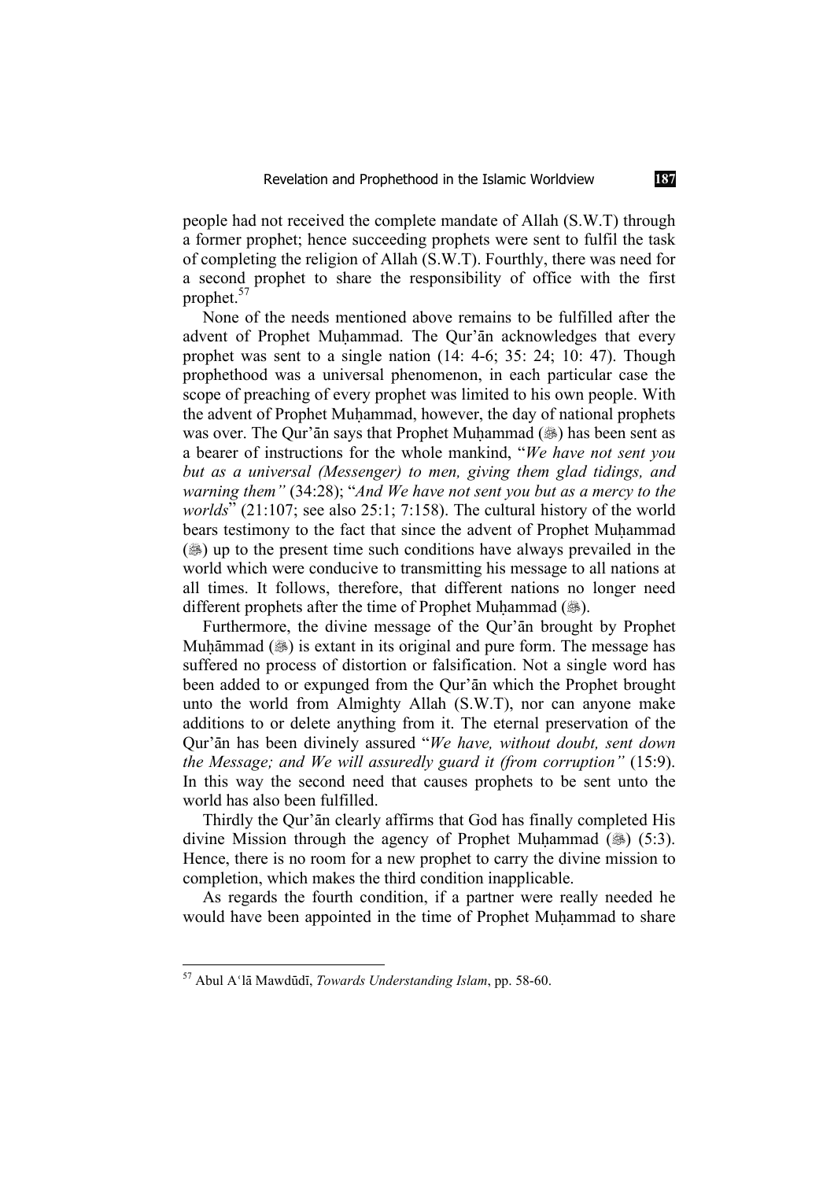people had not received the complete mandate of Allah (S.W.T) through a former prophet; hence succeeding prophets were sent to fulfil the task of completing the religion of Allah (S.W.T). Fourthly, there was need for a second prophet to share the responsibility of office with the first prophet.[57]

None of the needs mentioned above remains to be fulfilled after the advent of Prophet Muḥammad. The Qur'ān acknowledges that every prophet was sent to a single nation (14: 4-6; 35: 24; 10: 47). Though prophethood was a universal phenomenon, in each particular case the scope of preaching of every prophet was limited to his own people. With the advent of Prophet Muḥammad, however, the day of national prophets was over. The Qur'ān says that Prophet Muḥammad (ﷺ) has been sent as a bearer of instructions for the whole mankind, "*We have not sent you but as a universal (Messenger) to men, giving them glad tidings, and warning them"* (34:28); "*And We have not sent you but as a mercy to the worlds*" (21:107; see also 25:1; 7:158). The cultural history of the world bears testimony to the fact that since the advent of Prophet Muḥammad (ﷺ) up to the present time such conditions have always prevailed in the world which were conducive to transmitting his message to all nations at all times. It follows, therefore, that different nations no longer need different prophets after the time of Prophet Muḥammad (ﷺ).

Furthermore, the divine message of the Qur'ān brought by Prophet Muḥāmmad (ﷺ) is extant in its original and pure form. The message has suffered no process of distortion or falsification. Not a single word has been added to or expunged from the Qur'ān which the Prophet brought unto the world from Almighty Allah (S.W.T), nor can anyone make additions to or delete anything from it. The eternal preservation of the Qur'ān has been divinely assured "*We have, without doubt, sent down the Message; and We will assuredly guard it (from corruption)"* (15:9). In this way the second need that causes prophets to be sent unto the world has also been fulfilled.

Thirdly the Qur'ān clearly affirms that God has finally completed His divine Mission through the agency of Prophet Muḥammad (ﷺ) (5:3). Hence, there is no room for a new prophet to carry the divine mission to completion, which makes the third condition inapplicable.

As regards the fourth condition, if a partner were really needed he would have been appointed in the time of Prophet Muḥammad to share

---

[57] Abul A'lā Mawdūdī, *Towards Understanding Islam*, pp. 58-60.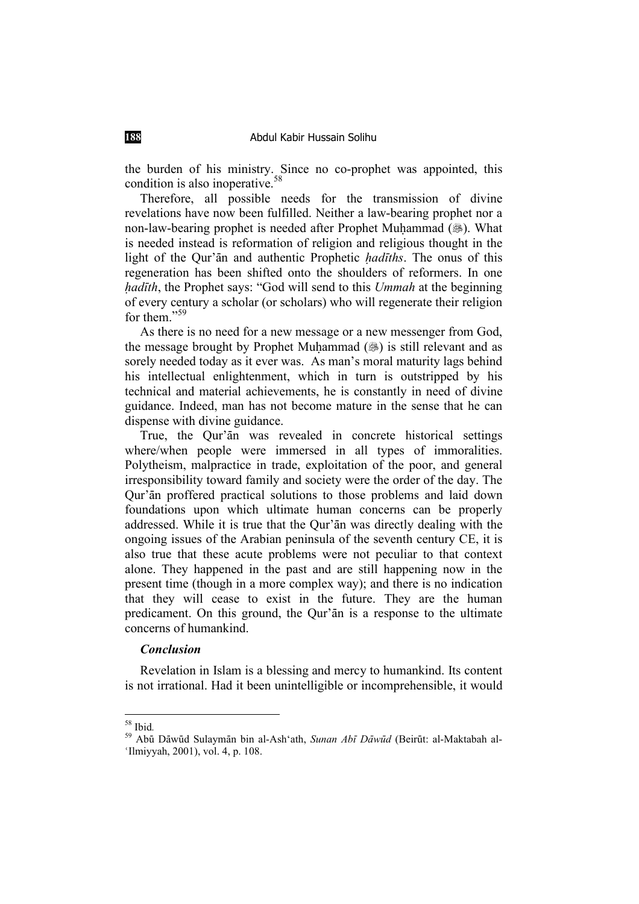the burden of his ministry. Since no co-prophet was appointed, this condition is also inoperative.[58]

Therefore, all possible needs for the transmission of divine revelations have now been fulfilled. Neither a law-bearing prophet nor a non-law-bearing prophet is needed after Prophet Muḥammad (ﷺ). What is needed instead is reformation of religion and religious thought in the light of the Qur'ān and authentic Prophetic *ḥadīths*. The onus of this regeneration has been shifted onto the shoulders of reformers. In one *ḥadīth*, the Prophet says: "God will send to this *Ummah* at the beginning of every century a scholar (or scholars) who will regenerate their religion for them."[59]

As there is no need for a new message or a new messenger from God, the message brought by Prophet Muḥammad (ﷺ) is still relevant and as sorely needed today as it ever was. As man's moral maturity lags behind his intellectual enlightenment, which in turn is outstripped by his technical and material achievements, he is constantly in need of divine guidance. Indeed, man has not become mature in the sense that he can dispense with divine guidance.

True, the Qur'ān was revealed in concrete historical settings where/when people were immersed in all types of immoralities. Polytheism, malpractice in trade, exploitation of the poor, and general irresponsibility toward family and society were the order of the day. The Qur'ān proffered practical solutions to those problems and laid down foundations upon which ultimate human concerns can be properly addressed. While it is true that the Qur'ān was directly dealing with the ongoing issues of the Arabian peninsula of the seventh century CE, it is also true that these acute problems were not peculiar to that context alone. They happened in the past and are still happening now in the present time (though in a more complex way); and there is no indication that they will cease to exist in the future. They are the human predicament. On this ground, the Qur'ān is a response to the ultimate concerns of humankind.

### *Conclusion*

Revelation in Islam is a blessing and mercy to humankind. Its content is not irrational. Had it been unintelligible or incomprehensible, it would

---

[58] Ibid.

[59] Abū Dāwūd Sulaymān bin al-Ash'ath, *Sunan Abī Dāwūd* (Beirūt: al-Maktabah al-'Ilmiyyah, 2001), vol. 4, p. 108.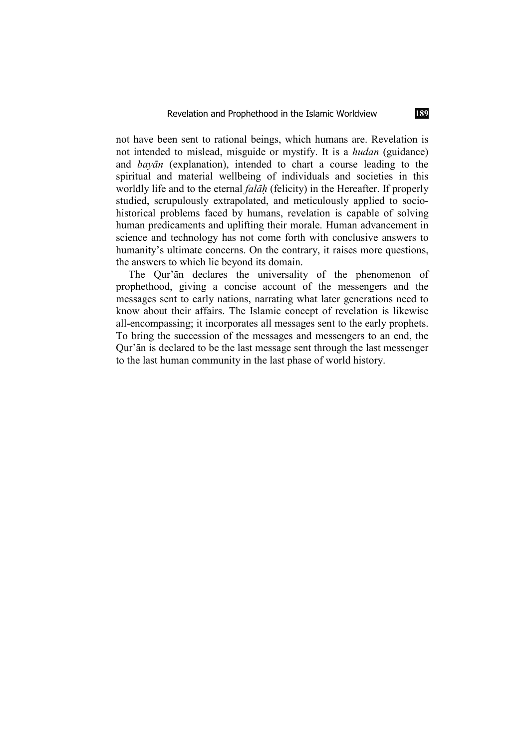not have been sent to rational beings, which humans are. Revelation is not intended to mislead, misguide or mystify. It is a *hudan* (guidance) and *bayān* (explanation), intended to chart a course leading to the spiritual and material wellbeing of individuals and societies in this worldly life and to the eternal *falāḥ* (felicity) in the Hereafter. If properly studied, scrupulously extrapolated, and meticulously applied to socio-historical problems faced by humans, revelation is capable of solving human predicaments and uplifting their morale. Human advancement in science and technology has not come forth with conclusive answers to humanity's ultimate concerns. On the contrary, it raises more questions, the answers to which lie beyond its domain.

The Qur'ān declares the universality of the phenomenon of prophethood, giving a concise account of the messengers and the messages sent to early nations, narrating what later generations need to know about their affairs. The Islamic concept of revelation is likewise all-encompassing; it incorporates all messages sent to the early prophets. To bring the succession of the messages and messengers to an end, the Qur'ān is declared to be the last message sent through the last messenger to the last human community in the last phase of world history.